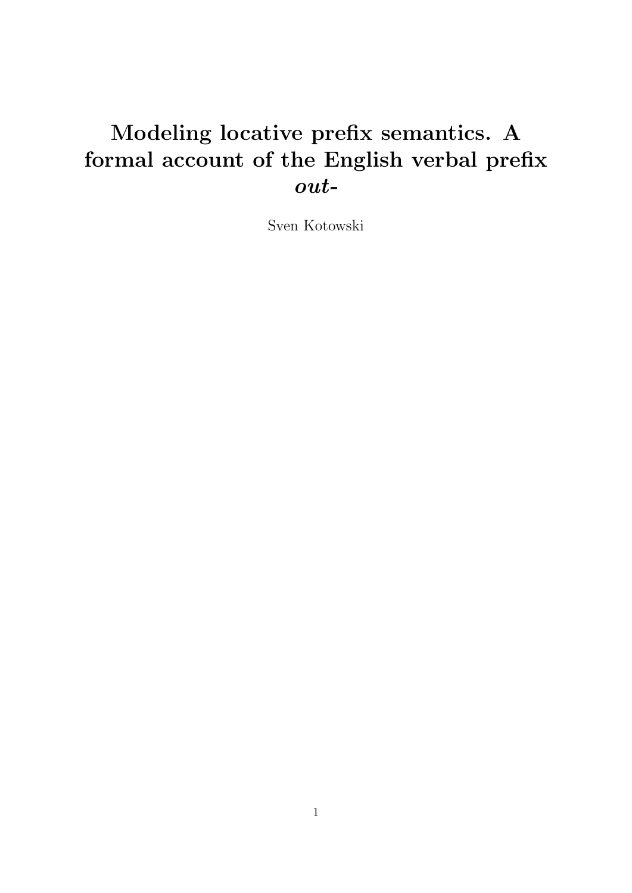# Modeling locative prefix semantics. A formal account of the English verbal prefix *out-*

Sven Kotowski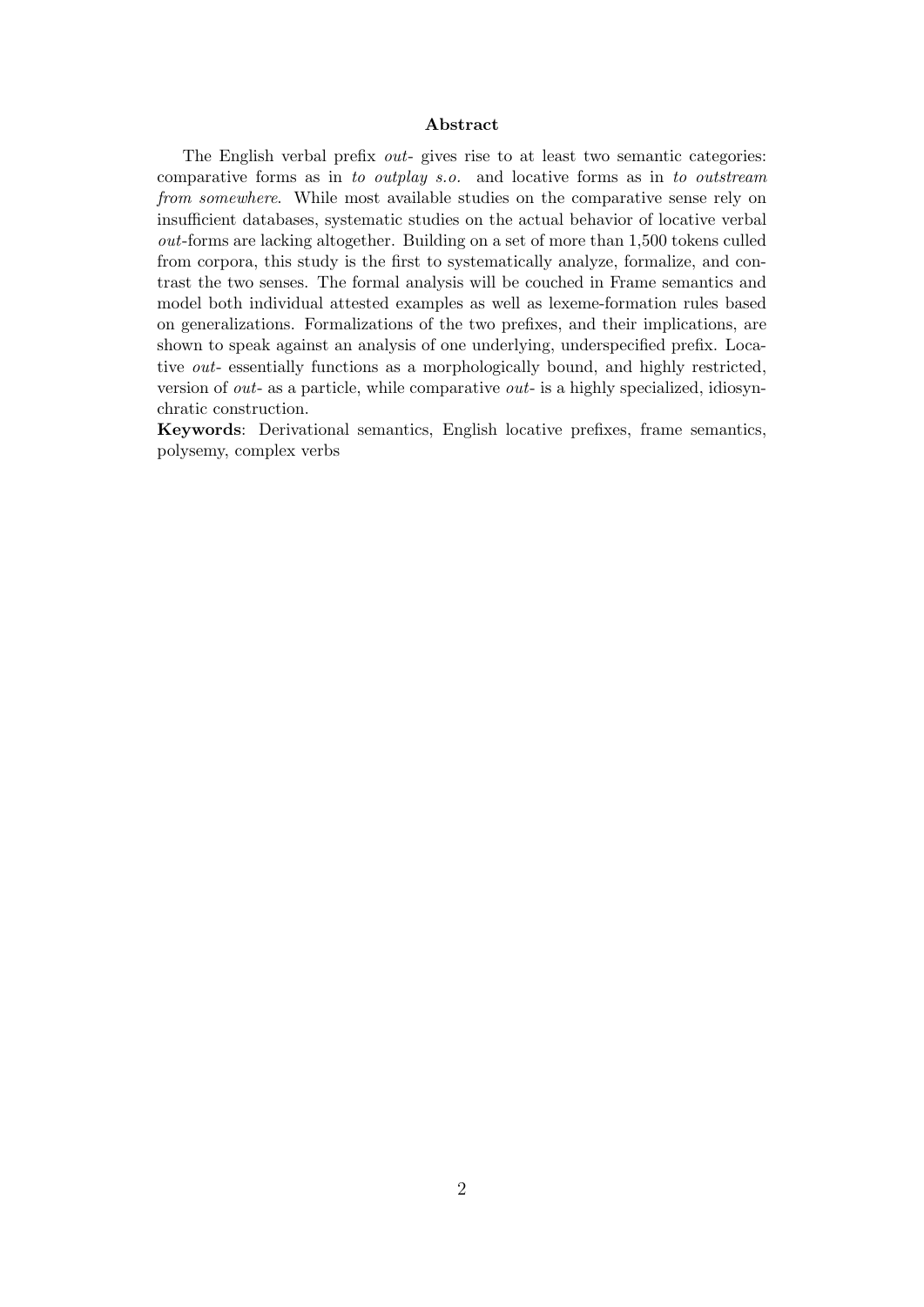## Abstract

The English verbal prefix *out-* gives rise to at least two semantic categories: comparative forms as in *to outplay s.o.* and locative forms as in *to outstream from somewhere*. While most available studies on the comparative sense rely on insufficient databases, systematic studies on the actual behavior of locative verbal *out*-forms are lacking altogether. Building on a set of more than 1,500 tokens culled from corpora, this study is the first to systematically analyze, formalize, and contrast the two senses. The formal analysis will be couched in Frame semantics and model both individual attested examples as well as lexeme-formation rules based on generalizations. Formalizations of the two prefixes, and their implications, are shown to speak against an analysis of one underlying, underspecified prefix. Locative *out-* essentially functions as a morphologically bound, and highly restricted, version of *out-* as a particle, while comparative *out-* is a highly specialized, idiosyncratic construction.

**Keywords**: Derivational semantics, English locative prefixes, frame semantics, polysemy, complex verbs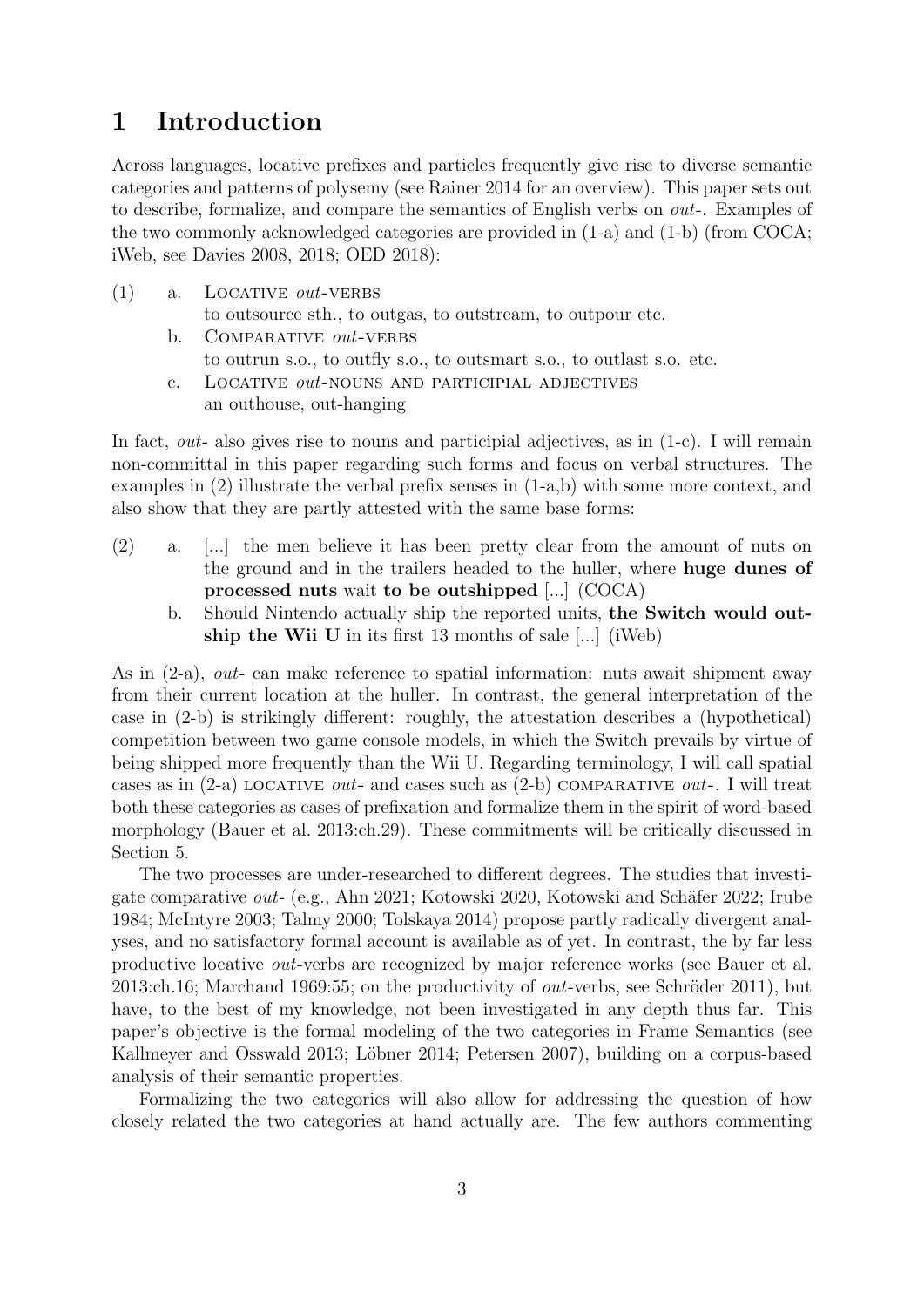# 1 Introduction

Across languages, locative prefixes and particles frequently give rise to diverse semantic categories and patterns of polysemy (see Rainer 2014 for an overview). This paper sets out to describe, formalize, and compare the semantics of English verbs on *out-*. Examples of the two commonly acknowledged categories are provided in (1-a) and (1-b) (from COCA; iWeb, see Davies 2008, 2018; OED 2018):

(1)
 a. Locative *out*-verbs
  to outsource sth., to outgas, to outstream, to outpour etc.
 b. Comparative *out*-verbs
  to outrun s.o., to outfly s.o., to outsmart s.o., to outlast s.o. etc.
 c. Locative *out*-nouns and participial adjectives
  an outhouse, out-hanging

In fact, *out-* also gives rise to nouns and participial adjectives, as in (1-c). I will remain non-committal in this paper regarding such forms and focus on verbal structures. The examples in (2) illustrate the verbal prefix senses in (1-a,b) with some more context, and also show that they are partly attested with the same base forms:

(2)
 a. [...] the men believe it has been pretty clear from the amount of nuts on the ground and in the trailers headed to the huller, where **huge dunes of processed nuts** wait **to be outshipped** [...] (COCA)
 b. Should Nintendo actually ship the reported units, **the Switch would outship the Wii U** in its first 13 months of sale [...] (iWeb)

As in (2-a), *out-* can make reference to spatial information: nuts await shipment away from their current location at the huller. In contrast, the general interpretation of the case in (2-b) is strikingly different: roughly, the attestation describes a (hypothetical) competition between two game console models, in which the Switch prevails by virtue of being shipped more frequently than the Wii U. Regarding terminology, I will call spatial cases as in (2-a) locative *out-* and cases such as (2-b) comparative *out-*. I will treat both these categories as cases of prefixation and formalize them in the spirit of word-based morphology (Bauer et al. 2013:ch.29). These commitments will be critically discussed in Section 5.

The two processes are under-researched to different degrees. The studies that investigate comparative *out-* (e.g., Ahn 2021; Kotowski 2020, Kotowski and Schäfer 2022; Irube 1984; McIntyre 2003; Talmy 2000; Tolskaya 2014) propose partly radically divergent analyses, and no satisfactory formal account is available as of yet. In contrast, the by far less productive locative *out*-verbs are recognized by major reference works (see Bauer et al. 2013:ch.16; Marchand 1969:55; on the productivity of *out*-verbs, see Schröder 2011), but have, to the best of my knowledge, not been investigated in any depth thus far. This paper's objective is the formal modeling of the two categories in Frame Semantics (see Kallmeyer and Osswald 2013; Löbner 2014; Petersen 2007), building on a corpus-based analysis of their semantic properties.

Formalizing the two categories will also allow for addressing the question of how closely related the two categories at hand actually are. The few authors commenting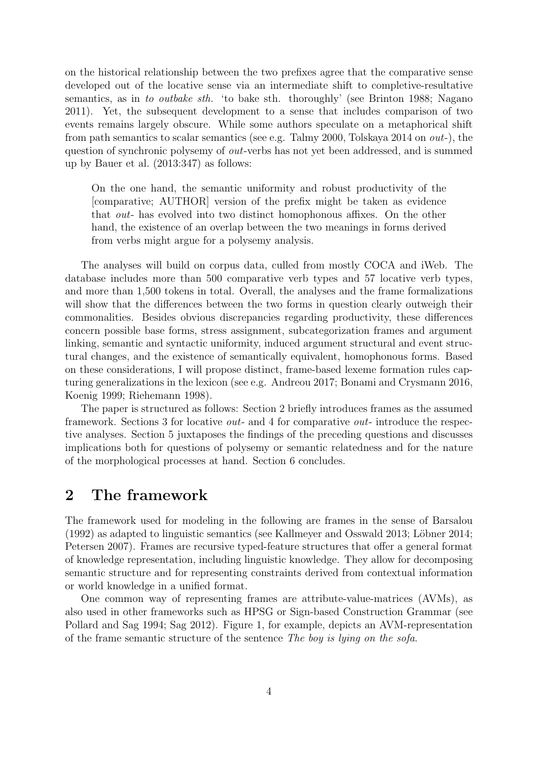on the historical relationship between the two prefixes agree that the comparative sense developed out of the locative sense via an intermediate shift to completive-resultative semantics, as in *to outbake sth.* 'to bake sth. thoroughly' (see Brinton 1988; Nagano 2011). Yet, the subsequent development to a sense that includes comparison of two events remains largely obscure. While some authors speculate on a metaphorical shift from path semantics to scalar semantics (see e.g. Talmy 2000, Tolskaya 2014 on *out*-), the question of synchronic polysemy of *out*-verbs has not yet been addressed, and is summed up by Bauer et al. (2013:347) as follows:

> On the one hand, the semantic uniformity and robust productivity of the [comparative; AUTHOR] version of the prefix might be taken as evidence that *out*- has evolved into two distinct homophonous affixes. On the other hand, the existence of an overlap between the two meanings in forms derived from verbs might argue for a polysemy analysis.

The analyses will build on corpus data, culled from mostly COCA and iWeb. The database includes more than 500 comparative verb types and 57 locative verb types, and more than 1,500 tokens in total. Overall, the analyses and the frame formalizations will show that the differences between the two forms in question clearly outweigh their commonalities. Besides obvious discrepancies regarding productivity, these differences concern possible base forms, stress assignment, subcategorization frames and argument linking, semantic and syntactic uniformity, induced argument structural and event structural changes, and the existence of semantically equivalent, homophonous forms. Based on these considerations, I will propose distinct, frame-based lexeme formation rules capturing generalizations in the lexicon (see e.g. Andreou 2017; Bonami and Crysmann 2016, Koenig 1999; Riehemann 1998).

The paper is structured as follows: Section 2 briefly introduces frames as the assumed framework. Sections 3 for locative *out*- and 4 for comparative *out*- introduce the respective analyses. Section 5 juxtaposes the findings of the preceding questions and discusses implications both for questions of polysemy or semantic relatedness and for the nature of the morphological processes at hand. Section 6 concludes.

## 2 The framework

The framework used for modeling in the following are frames in the sense of Barsalou (1992) as adapted to linguistic semantics (see Kallmeyer and Osswald 2013; Löbner 2014; Petersen 2007). Frames are recursive typed-feature structures that offer a general format of knowledge representation, including linguistic knowledge. They allow for decomposing semantic structure and for representing constraints derived from contextual information or world knowledge in a unified format.

One common way of representing frames are attribute-value-matrices (AVMs), as also used in other frameworks such as HPSG or Sign-based Construction Grammar (see Pollard and Sag 1994; Sag 2012). Figure 1, for example, depicts an AVM-representation of the frame semantic structure of the sentence *The boy is lying on the sofa*.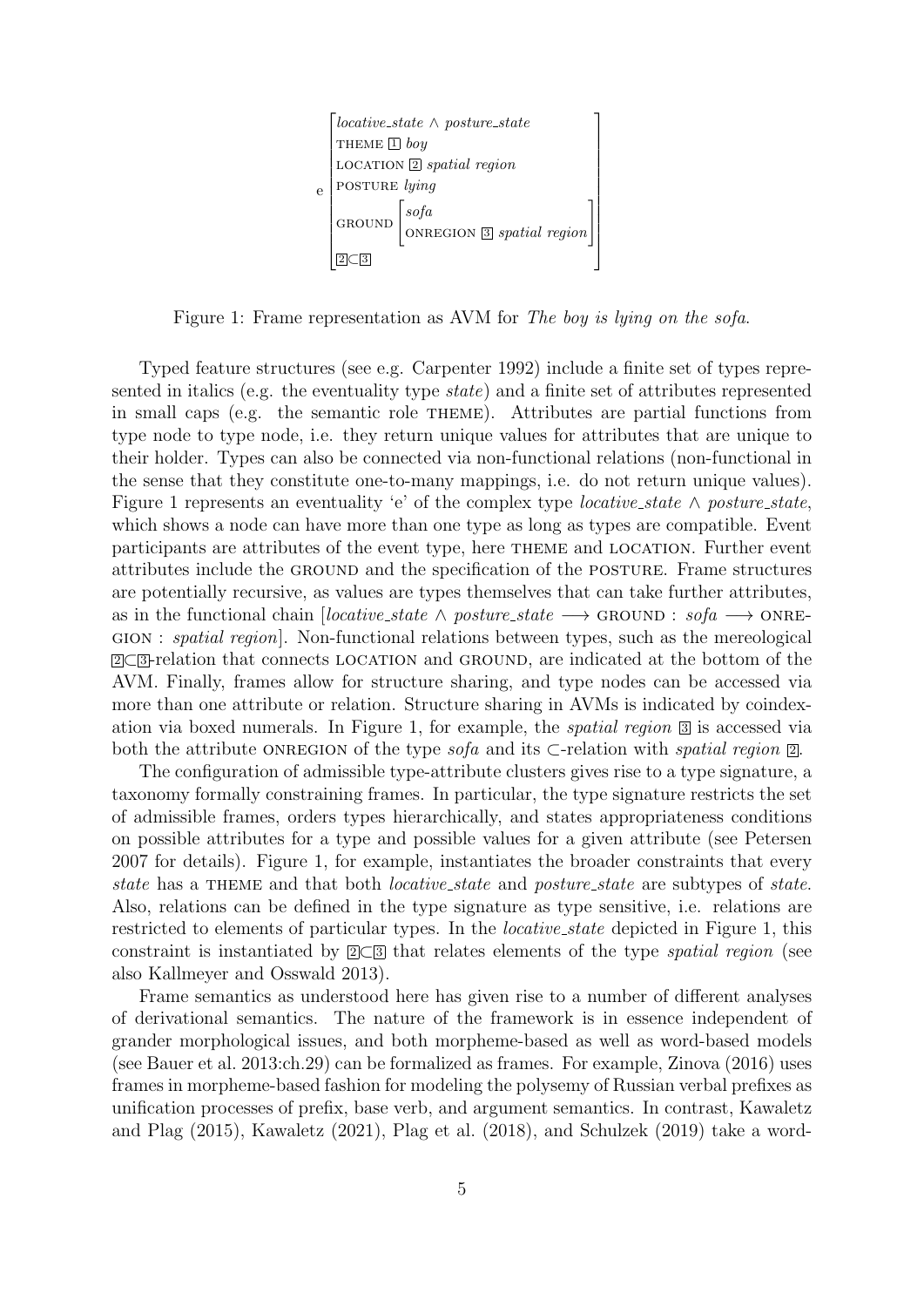$$
\text{e}\begin{bmatrix}
\textit{locative\_state} \wedge \textit{posture\_state} \\
\textsc{theme}\ \boxed{1}\ \textit{boy} \\
\textsc{location}\ \boxed{2}\ \textit{spatial region} \\
\textsc{posture}\ \textit{lying} \\
\textsc{ground}\ \begin{bmatrix} \textit{sofa} \\ \textsc{onregion}\ \boxed{3}\ \textit{spatial region} \end{bmatrix} \\
\boxed{2} \subset \boxed{3}
\end{bmatrix}
$$

Figure 1: Frame representation as AVM for *The boy is lying on the sofa*.

Typed feature structures (see e.g. Carpenter 1992) include a finite set of types represented in italics (e.g. the eventuality type *state*) and a finite set of attributes represented in small caps (e.g. the semantic role THEME). Attributes are partial functions from type node to type node, i.e. they return unique values for attributes that are unique to their holder. Types can also be connected via non-functional relations (non-functional in the sense that they constitute one-to-many mappings, i.e. do not return unique values). Figure 1 represents an eventuality 'e' of the complex type *locative_state* ∧ *posture_state*, which shows a node can have more than one type as long as types are compatible. Event participants are attributes of the event type, here THEME and LOCATION. Further event attributes include the GROUND and the specification of the POSTURE. Frame structures are potentially recursive, as values are types themselves that can take further attributes, as in the functional chain [*locative_state* ∧ *posture_state* ⟶ GROUND : *sofa* ⟶ ONREGION : *spatial region*]. Non-functional relations between types, such as the mereological $\boxed{2}\subset\boxed{3}$-relation that connects LOCATION and GROUND, are indicated at the bottom of the AVM. Finally, frames allow for structure sharing, and type nodes can be accessed via more than one attribute or relation. Structure sharing in AVMs is indicated by coindexation via boxed numerals. In Figure 1, for example, the *spatial region* $\boxed{3}$ is accessed via both the attribute ONREGION of the type *sofa* and its ⊂-relation with *spatial region* $\boxed{2}$.

The configuration of admissible type-attribute clusters gives rise to a type signature, a taxonomy formally constraining frames. In particular, the type signature restricts the set of admissible frames, orders types hierarchically, and states appropriateness conditions on possible attributes for a type and possible values for a given attribute (see Petersen 2007 for details). Figure 1, for example, instantiates the broader constraints that every *state* has a THEME and that both *locative_state* and *posture_state* are subtypes of *state*. Also, relations can be defined in the type signature as type sensitive, i.e. relations are restricted to elements of particular types. In the *locative_state* depicted in Figure 1, this constraint is instantiated by $\boxed{2}\subset\boxed{3}$ that relates elements of the type *spatial region* (see also Kallmeyer and Osswald 2013).

Frame semantics as understood here has given rise to a number of different analyses of derivational semantics. The nature of the framework is in essence independent of grander morphological issues, and both morpheme-based as well as word-based models (see Bauer et al. 2013:ch.29) can be formalized as frames. For example, Zinova (2016) uses frames in morpheme-based fashion for modeling the polysemy of Russian verbal prefixes as unification processes of prefix, base verb, and argument semantics. In contrast, Kawaletz and Plag (2015), Kawaletz (2021), Plag et al. (2018), and Schulzek (2019) take a word-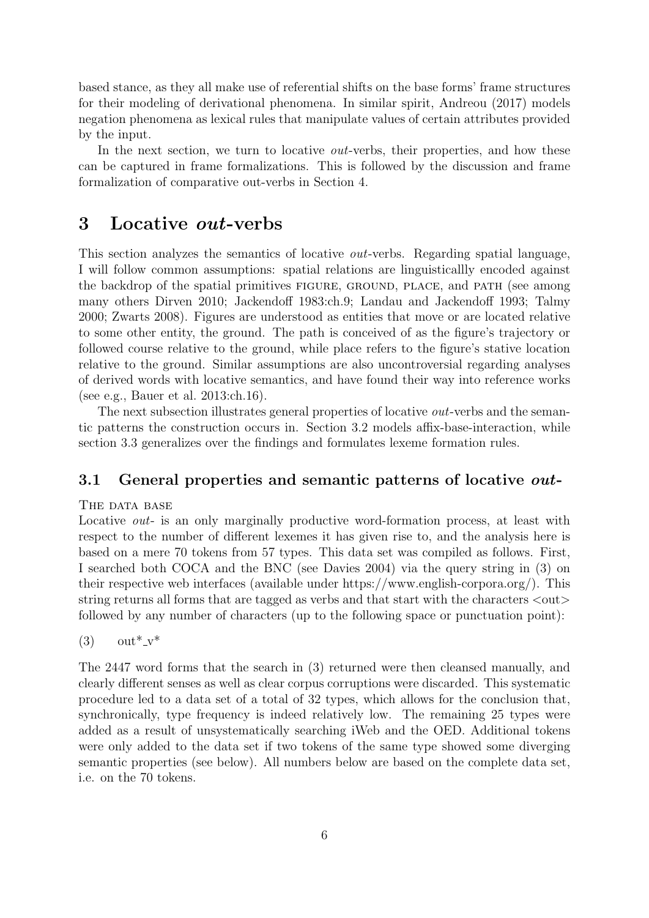based stance, as they all make use of referential shifts on the base forms' frame structures for their modeling of derivational phenomena. In similar spirit, Andreou (2017) models negation phenomena as lexical rules that manipulate values of certain attributes provided by the input.

In the next section, we turn to locative *out*-verbs, their properties, and how these can be captured in frame formalizations. This is followed by the discussion and frame formalization of comparative out-verbs in Section 4.

# 3 Locative *out*-verbs

This section analyzes the semantics of locative *out*-verbs. Regarding spatial language, I will follow common assumptions: spatial relations are linguisticallly encoded against the backdrop of the spatial primitives FIGURE, GROUND, PLACE, and PATH (see among many others Dirven 2010; Jackendoff 1983:ch.9; Landau and Jackendoff 1993; Talmy 2000; Zwarts 2008). Figures are understood as entities that move or are located relative to some other entity, the ground. The path is conceived of as the figure's trajectory or followed course relative to the ground, while place refers to the figure's stative location relative to the ground. Similar assumptions are also uncontroversial regarding analyses of derived words with locative semantics, and have found their way into reference works (see e.g., Bauer et al. 2013:ch.16).

The next subsection illustrates general properties of locative *out*-verbs and the semantic patterns the construction occurs in. Section 3.2 models affix-base-interaction, while section 3.3 generalizes over the findings and formulates lexeme formation rules.

## 3.1 General properties and semantic patterns of locative *out-*

THE DATA BASE

Locative *out-* is an only marginally productive word-formation process, at least with respect to the number of different lexemes it has given rise to, and the analysis here is based on a mere 70 tokens from 57 types. This data set was compiled as follows. First, I searched both COCA and the BNC (see Davies 2004) via the query string in (3) on their respective web interfaces (available under https://www.english-corpora.org/). This string returns all forms that are tagged as verbs and that start with the characters <out> followed by any number of characters (up to the following space or punctuation point):

(3) out*_v*

The 2447 word forms that the search in (3) returned were then cleansed manually, and clearly different senses as well as clear corpus corruptions were discarded. This systematic procedure led to a data set of a total of 32 types, which allows for the conclusion that, synchronically, type frequency is indeed relatively low. The remaining 25 types were added as a result of unsystematically searching iWeb and the OED. Additional tokens were only added to the data set if two tokens of the same type showed some diverging semantic properties (see below). All numbers below are based on the complete data set, i.e. on the 70 tokens.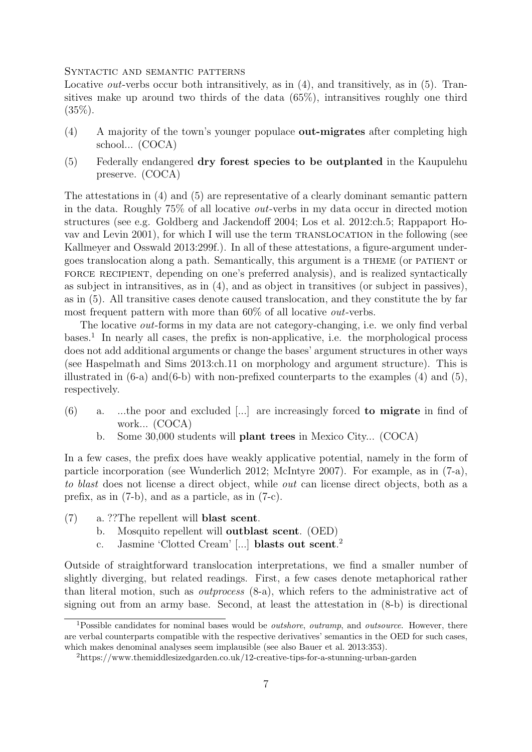Syntactic and semantic patterns

Locative *out*-verbs occur both intransitively, as in (4), and transitively, as in (5). Transitives make up around two thirds of the data (65%), intransitives roughly one third (35%).

(4) A majority of the town's younger populace **out-migrates** after completing high school... (COCA)

(5) Federally endangered **dry forest species to be outplanted** in the Kaupulehu preserve. (COCA)

The attestations in (4) and (5) are representative of a clearly dominant semantic pattern in the data. Roughly 75% of all locative *out*-verbs in my data occur in directed motion structures (see e.g. Goldberg and Jackendoff 2004; Los et al. 2012:ch.5; Rappaport Hovav and Levin 2001), for which I will use the term translocation in the following (see Kallmeyer and Osswald 2013:299f.). In all of these attestations, a figure-argument undergoes translocation along a path. Semantically, this argument is a theme (or patient or force recipient, depending on one's preferred analysis), and is realized syntactically as subject in intransitives, as in (4), and as object in transitives (or subject in passives), as in (5). All transitive cases denote caused translocation, and they constitute the by far most frequent pattern with more than 60% of all locative *out*-verbs.

The locative *out*-forms in my data are not category-changing, i.e. we only find verbal bases.[1] In nearly all cases, the prefix is non-applicative, i.e. the morphological process does not add additional arguments or change the bases' argument structures in other ways (see Haspelmath and Sims 2013:ch.11 on morphology and argument structure). This is illustrated in (6-a) and(6-b) with non-prefixed counterparts to the examples (4) and (5), respectively.

(6) a. ...the poor and excluded [...] are increasingly forced **to migrate** in find of work... (COCA)
    b. Some 30,000 students will **plant trees** in Mexico City... (COCA)

In a few cases, the prefix does have weakly applicative potential, namely in the form of particle incorporation (see Wunderlich 2012; McIntyre 2007). For example, as in (7-a), *to blast* does not license a direct object, while *out* can license direct objects, both as a prefix, as in (7-b), and as a particle, as in (7-c).

(7) a. ??The repellent will **blast scent**.
    b. Mosquito repellent will **outblast scent**. (OED)
    c. Jasmine 'Clotted Cream' [...] **blasts out scent**.[2]

Outside of straightforward translocation interpretations, we find a smaller number of slightly diverging, but related readings. First, a few cases denote metaphorical rather than literal motion, such as *outprocess* (8-a), which refers to the administrative act of signing out from an army base. Second, at least the attestation in (8-b) is directional

[1] Possible candidates for nominal bases would be *outshore*, *outramp*, and *outsource*. However, there are verbal counterparts compatible with the respective derivatives' semantics in the OED for such cases, which makes denominal analyses seem implausible (see also Bauer et al. 2013:353).

[2] https://www.themiddlesizedgarden.co.uk/12-creative-tips-for-a-stunning-urban-garden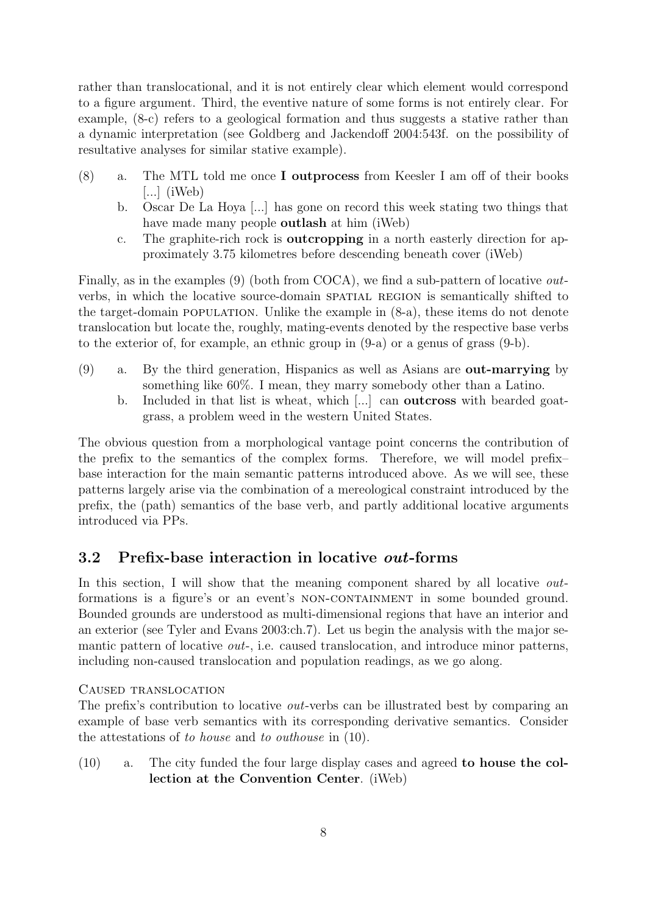rather than translocational, and it is not entirely clear which element would correspond to a figure argument. Third, the eventive nature of some forms is not entirely clear. For example, (8-c) refers to a geological formation and thus suggests a stative rather than a dynamic interpretation (see Goldberg and Jackendoff 2004:543f. on the possibility of resultative analyses for similar stative example).

(8) a. The MTL told me once **I outprocess** from Keesler I am off of their books [...] (iWeb)
   b. Oscar De La Hoya [...] has gone on record this week stating two things that have made many people **outlash** at him (iWeb)
   c. The graphite-rich rock is **outcropping** in a north easterly direction for approximately 3.75 kilometres before descending beneath cover (iWeb)

Finally, as in the examples (9) (both from COCA), we find a sub-pattern of locative *out*-verbs, in which the locative source-domain SPATIAL REGION is semantically shifted to the target-domain POPULATION. Unlike the example in (8-a), these items do not denote translocation but locate the, roughly, mating-events denoted by the respective base verbs to the exterior of, for example, an ethnic group in (9-a) or a genus of grass (9-b).

(9) a. By the third generation, Hispanics as well as Asians are **out-marrying** by something like 60%. I mean, they marry somebody other than a Latino.
   b. Included in that list is wheat, which [...] can **outcross** with bearded goatgrass, a problem weed in the western United States.

The obvious question from a morphological vantage point concerns the contribution of the prefix to the semantics of the complex forms. Therefore, we will model prefix–base interaction for the main semantic patterns introduced above. As we will see, these patterns largely arise via the combination of a mereological constraint introduced by the prefix, the (path) semantics of the base verb, and partly additional locative arguments introduced via PPs.

## 3.2 Prefix-base interaction in locative *out*-forms

In this section, I will show that the meaning component shared by all locative *out*-formations is a figure's or an event's NON-CONTAINMENT in some bounded ground. Bounded grounds are understood as multi-dimensional regions that have an interior and an exterior (see Tyler and Evans 2003:ch.7). Let us begin the analysis with the major semantic pattern of locative *out*-, i.e. caused translocation, and introduce minor patterns, including non-caused translocation and population readings, as we go along.

CAUSED TRANSLOCATION

The prefix's contribution to locative *out*-verbs can be illustrated best by comparing an example of base verb semantics with its corresponding derivative semantics. Consider the attestations of *to house* and *to outhouse* in (10).

(10) a. The city funded the four large display cases and agreed **to house the collection at the Convention Center**. (iWeb)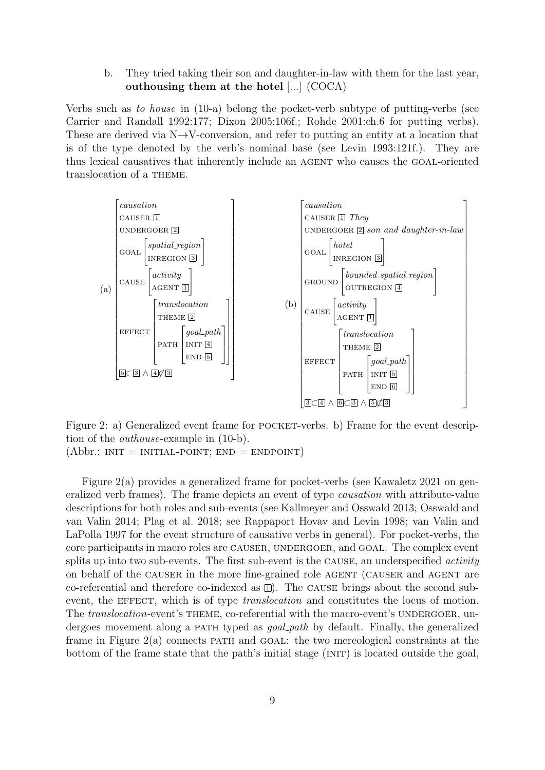b. They tried taking their son and daughter-in-law with them for the last year, **outhousing them at the hotel** [...] (COCA)

Verbs such as *to house* in (10-a) belong the pocket-verb subtype of putting-verbs (see Carrier and Randall 1992:177; Dixon 2005:106f.; Rohde 2001:ch.6 for putting verbs). These are derived via N→V-conversion, and refer to putting an entity at a location that is of the type denoted by the verb's nominal base (see Levin 1993:121f.). They are thus lexical causatives that inherently include an AGENT who causes the GOAL-oriented translocation of a THEME.

$$
\text{(a)}\quad
\begin{bmatrix}
\textit{causation} \\
\text{CAUSER } \boxed{1} \\
\text{UNDERGOER } \boxed{2} \\
\text{GOAL } \begin{bmatrix} \textit{spatial\_region} \\ \text{INREGION } \boxed{3} \end{bmatrix} \\
\text{CAUSE } \begin{bmatrix} \textit{activity} \\ \text{AGENT } \boxed{1} \end{bmatrix} \\
\text{EFFECT } \begin{bmatrix} \textit{translocation} \\ \text{THEME } \boxed{2} \\ \text{PATH } \begin{bmatrix} \textit{goal\_path} \\ \text{INIT } \boxed{4} \\ \text{END } \boxed{5} \end{bmatrix} \end{bmatrix} \\
\boxed{5} \subset \boxed{3} \wedge \boxed{4} \not\subset \boxed{3}
\end{bmatrix}
\qquad
\text{(b)}\quad
\begin{bmatrix}
\textit{causation} \\
\text{CAUSER } \boxed{1} \textit{ They} \\
\text{UNDERGOER } \boxed{2} \textit{ son and daughter-in-law} \\
\text{GOAL } \begin{bmatrix} \textit{hotel} \\ \text{INREGION } \boxed{3} \end{bmatrix} \\
\text{GROUND } \begin{bmatrix} \textit{bounded\_spatial\_region} \\ \text{OUTREGION } \boxed{4} \end{bmatrix} \\
\text{CAUSE } \begin{bmatrix} \textit{activity} \\ \text{AGENT } \boxed{1} \end{bmatrix} \\
\text{EFFECT } \begin{bmatrix} \textit{translocation} \\ \text{THEME } \boxed{2} \\ \text{PATH } \begin{bmatrix} \textit{goal\_path} \\ \text{INIT } \boxed{5} \\ \text{END } \boxed{6} \end{bmatrix} \end{bmatrix} \\
\boxed{3} \subset \boxed{4} \wedge \boxed{6} \subset \boxed{3} \wedge \boxed{5} \not\subset \boxed{3}
\end{bmatrix}
$$

Figure 2: a) Generalized event frame for POCKET-verbs. b) Frame for the event description of the *outhouse*-example in (10-b).
(Abbr.: INIT = INITIAL-POINT; END = ENDPOINT)

Figure 2(a) provides a generalized frame for pocket-verbs (see Kawaletz 2021 on generalized verb frames). The frame depicts an event of type *causation* with attribute-value descriptions for both roles and sub-events (see Kallmeyer and Osswald 2013; Osswald and van Valin 2014; Plag et al. 2018; see Rappaport Hovav and Levin 1998; van Valin and LaPolla 1997 for the event structure of causative verbs in general). For pocket-verbs, the core participants in macro roles are CAUSER, UNDERGOER, and GOAL. The complex event splits up into two sub-events. The first sub-event is the CAUSE, an underspecified *activity* on behalf of the CAUSER in the more fine-grained role AGENT (CAUSER and AGENT are co-referential and therefore co-indexed as $\boxed{1}$). The CAUSE brings about the second sub-event, the EFFECT, which is of type *translocation* and constitutes the locus of motion. The *translocation*-event's THEME, co-referential with the macro-event's UNDERGOER, undergoes movement along a PATH typed as *goal_path* by default. Finally, the generalized frame in Figure 2(a) connects PATH and GOAL: the two mereological constraints at the bottom of the frame state that the path's initial stage (INIT) is located outside the goal,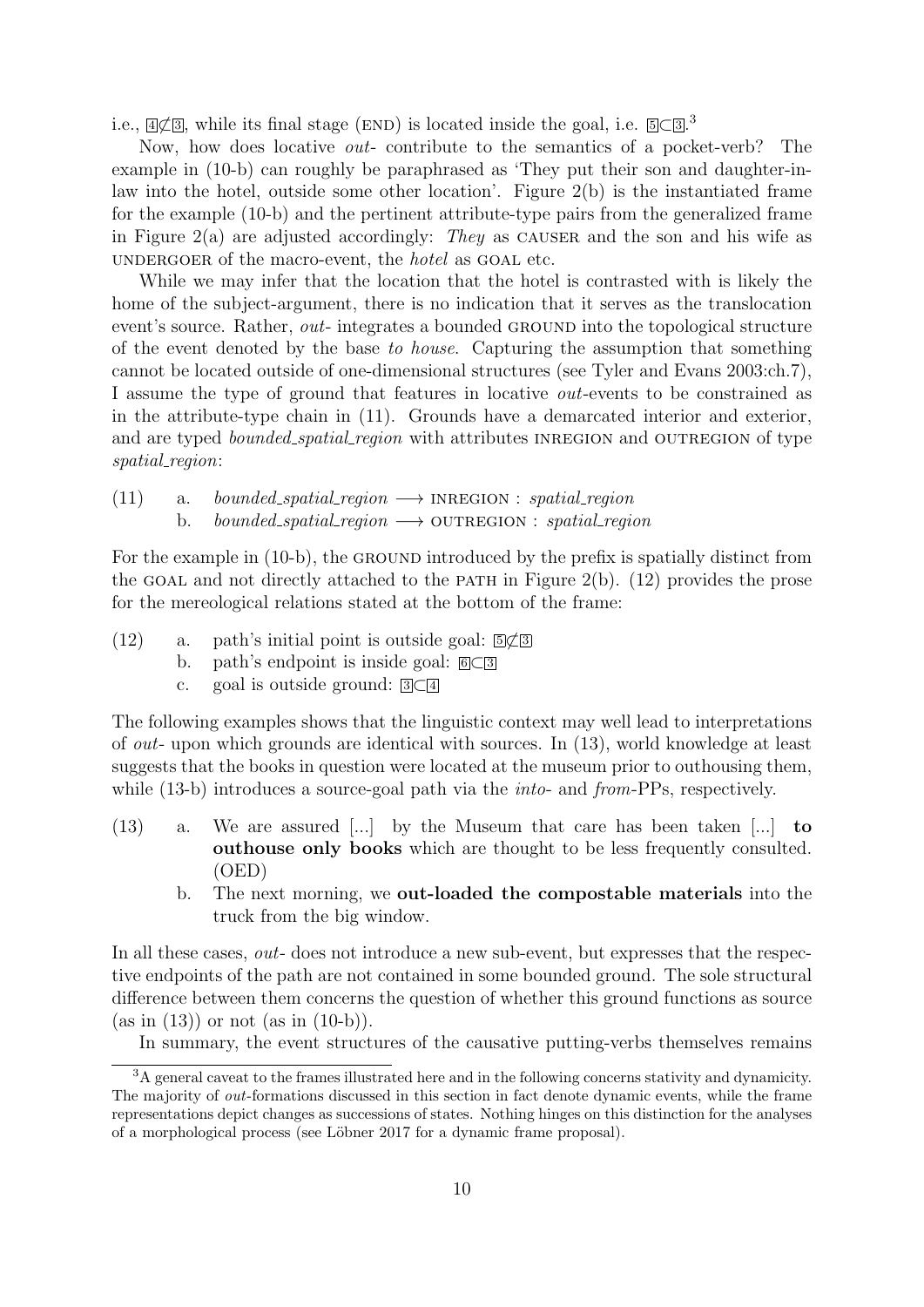i.e., $\boxed{4}\not\subset\boxed{3}$, while its final stage (END) is located inside the goal, i.e. $\boxed{5}\subset\boxed{3}$.[3]

Now, how does locative *out-* contribute to the semantics of a pocket-verb? The example in (10-b) can roughly be paraphrased as 'They put their son and daughter-in-law into the hotel, outside some other location'. Figure 2(b) is the instantiated frame for the example (10-b) and the pertinent attribute-type pairs from the generalized frame in Figure 2(a) are adjusted accordingly: *They* as CAUSER and the son and his wife as UNDERGOER of the macro-event, the *hotel* as GOAL etc.

While we may infer that the location that the hotel is contrasted with is likely the home of the subject-argument, there is no indication that it serves as the translocation event's source. Rather, *out-* integrates a bounded GROUND into the topological structure of the event denoted by the base *to house*. Capturing the assumption that something cannot be located outside of one-dimensional structures (see Tyler and Evans 2003:ch.7), I assume the type of ground that features in locative *out*-events to be constrained as in the attribute-type chain in (11). Grounds have a demarcated interior and exterior, and are typed *bounded_spatial_region* with attributes INREGION and OUTREGION of type *spatial_region*:

(11) a. *bounded_spatial_region* ⟶ INREGION : *spatial_region*
 b. *bounded_spatial_region* ⟶ OUTREGION : *spatial_region*

For the example in (10-b), the GROUND introduced by the prefix is spatially distinct from the GOAL and not directly attached to the PATH in Figure 2(b). (12) provides the prose for the mereological relations stated at the bottom of the frame:

(12) a. path's initial point is outside goal: $\boxed{5}\not\subset\boxed{3}$
 b. path's endpoint is inside goal: $\boxed{6}\subset\boxed{3}$
 c. goal is outside ground: $\boxed{3}\subset\boxed{4}$

The following examples shows that the linguistic context may well lead to interpretations of *out-* upon which grounds are identical with sources. In (13), world knowledge at least suggests that the books in question were located at the museum prior to outhousing them, while (13-b) introduces a source-goal path via the *into-* and *from*-PPs, respectively.

(13) a. We are assured [...] by the Museum that care has been taken [...] **to outhouse only books** which are thought to be less frequently consulted. (OED)
 b. The next morning, we **out-loaded the compostable materials** into the truck from the big window.

In all these cases, *out-* does not introduce a new sub-event, but expresses that the respective endpoints of the path are not contained in some bounded ground. The sole structural difference between them concerns the question of whether this ground functions as source (as in (13)) or not (as in (10-b)).

In summary, the event structures of the causative putting-verbs themselves remains

[3] A general caveat to the frames illustrated here and in the following concerns stativity and dynamicity. The majority of *out*-formations discussed in this section in fact denote dynamic events, while the frame representations depict changes as successions of states. Nothing hinges on this distinction for the analyses of a morphological process (see Löbner 2017 for a dynamic frame proposal).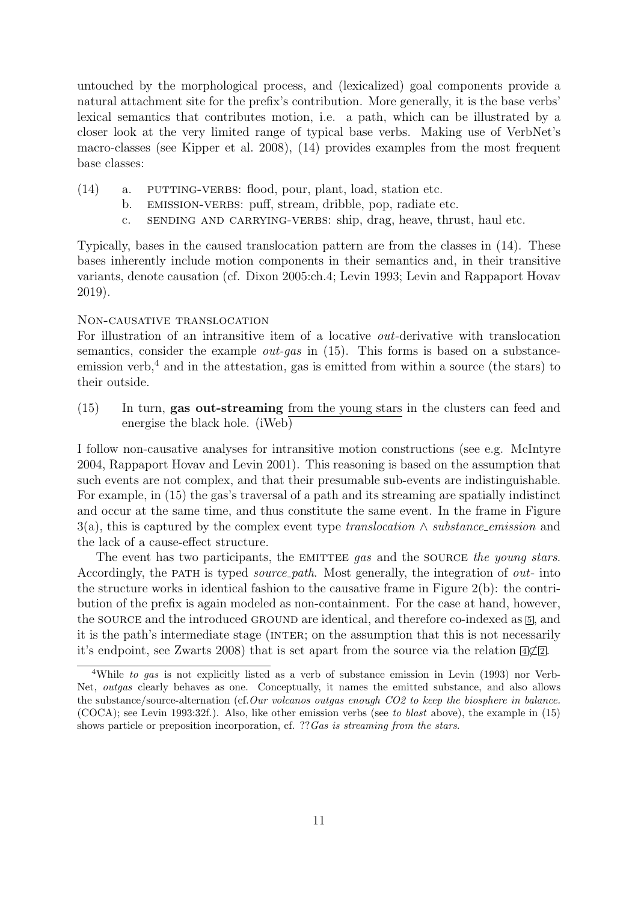untouched by the morphological process, and (lexicalized) goal components provide a natural attachment site for the prefix's contribution. More generally, it is the base verbs' lexical semantics that contributes motion, i.e. a path, which can be illustrated by a closer look at the very limited range of typical base verbs. Making use of VerbNet's macro-classes (see Kipper et al. 2008), (14) provides examples from the most frequent base classes:

(14) a. PUTTING-VERBS: flood, pour, plant, load, station etc.
     b. EMISSION-VERBS: puff, stream, dribble, pop, radiate etc.
     c. SENDING AND CARRYING-VERBS: ship, drag, heave, thrust, haul etc.

Typically, bases in the caused translocation pattern are from the classes in (14). These bases inherently include motion components in their semantics and, in their transitive variants, denote causation (cf. Dixon 2005:ch.4; Levin 1993; Levin and Rappaport Hovav 2019).

NON-CAUSATIVE TRANSLOCATION

For illustration of an intransitive item of a locative *out*-derivative with translocation semantics, consider the example *out-gas* in (15). This forms is based on a substance-emission verb,[4] and in the attestation, gas is emitted from within a source (the stars) to their outside.

(15) In turn, **gas out-streaming** from the young stars in the clusters can feed and energise the black hole. (iWeb)

I follow non-causative analyses for intransitive motion constructions (see e.g. McIntyre 2004, Rappaport Hovav and Levin 2001). This reasoning is based on the assumption that such events are not complex, and that their presumable sub-events are indistinguishable. For example, in (15) the gas's traversal of a path and its streaming are spatially indistinct and occur at the same time, and thus constitute the same event. In the frame in Figure 3(a), this is captured by the complex event type *translocation* ∧ *substance_emission* and the lack of a cause-effect structure.

The event has two participants, the EMITTEE *gas* and the SOURCE *the young stars*. Accordingly, the PATH is typed *source_path*. Most generally, the integration of *out-* into the structure works in identical fashion to the causative frame in Figure 2(b): the contribution of the prefix is again modeled as non-containment. For the case at hand, however, the SOURCE and the introduced GROUND are identical, and therefore co-indexed as 5, and it is the path's intermediate stage (INTER; on the assumption that this is not necessarily it's endpoint, see Zwarts 2008) that is set apart from the source via the relation $\boxed{4} \not\subset \boxed{2}$.

---

[4]While *to gas* is not explicitly listed as a verb of substance emission in Levin (1993) nor VerbNet, *outgas* clearly behaves as one. Conceptually, it names the emitted substance, and also allows the substance/source-alternation (cf.*Our volcanos outgas enough CO2 to keep the biosphere in balance.* (COCA); see Levin 1993:32f.). Also, like other emission verbs (see *to blast* above), the example in (15) shows particle or preposition incorporation, cf. ??*Gas is streaming from the stars*.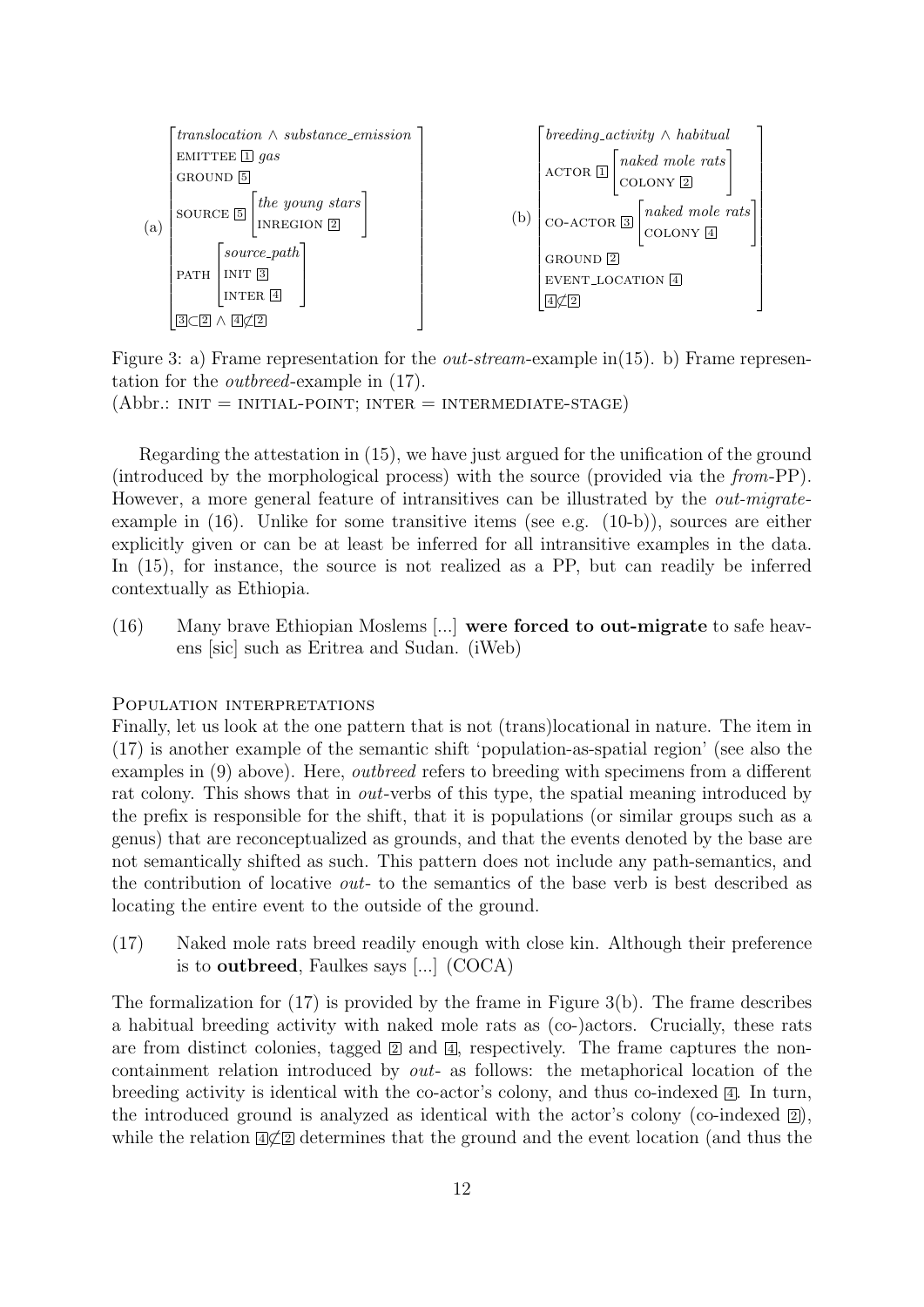(a)

$$
\begin{bmatrix}
\textit{translocation} \wedge \textit{substance\_emission} \\
\text{EMITTEE } \boxed{1}\ \textit{gas} \\
\text{GROUND } \boxed{5} \\
\text{SOURCE } \boxed{5} \begin{bmatrix} \textit{the young stars} \\ \text{INREGION } \boxed{2} \end{bmatrix} \\
\text{PATH } \begin{bmatrix} \textit{source\_path} \\ \text{INIT } \boxed{3} \\ \text{INTER } \boxed{4} \end{bmatrix} \\
\boxed{3} \subset \boxed{2} \wedge \boxed{4} \not\subset \boxed{2}
\end{bmatrix}
$$

(b)

$$
\begin{bmatrix}
\textit{breeding\_activity} \wedge \textit{habitual} \\
\text{ACTOR } \boxed{1} \begin{bmatrix} \textit{naked mole rats} \\ \text{COLONY } \boxed{2} \end{bmatrix} \\
\text{CO-ACTOR } \boxed{3} \begin{bmatrix} \textit{naked mole rats} \\ \text{COLONY } \boxed{4} \end{bmatrix} \\
\text{GROUND } \boxed{2} \\
\text{EVENT\_LOCATION } \boxed{4} \\
\boxed{4} \not\subset \boxed{2}
\end{bmatrix}
$$

Figure 3: a) Frame representation for the *out-stream*-example in(15). b) Frame representation for the *outbreed*-example in (17).
(Abbr.: INIT = INITIAL-POINT; INTER = INTERMEDIATE-STAGE)

Regarding the attestation in (15), we have just argued for the unification of the ground (introduced by the morphological process) with the source (provided via the *from*-PP). However, a more general feature of intransitives can be illustrated by the *out-migrate*-example in (16). Unlike for some transitive items (see e.g. (10-b)), sources are either explicitly given or can be at least be inferred for all intransitive examples in the data. In (15), for instance, the source is not realized as a PP, but can readily be inferred contextually as Ethiopia.

(16) Many brave Ethiopian Moslems [...] **were forced to out-migrate** to safe heavens [sic] such as Eritrea and Sudan. (iWeb)

### Population interpretations

Finally, let us look at the one pattern that is not (trans)locational in nature. The item in (17) is another example of the semantic shift 'population-as-spatial region' (see also the examples in (9) above). Here, *outbreed* refers to breeding with specimens from a different rat colony. This shows that in *out*-verbs of this type, the spatial meaning introduced by the prefix is responsible for the shift, that it is populations (or similar groups such as a genus) that are reconceptualized as grounds, and that the events denoted by the base are not semantically shifted as such. This pattern does not include any path-semantics, and the contribution of locative *out-* to the semantics of the base verb is best described as locating the entire event to the outside of the ground.

(17) Naked mole rats breed readily enough with close kin. Although their preference is to **outbreed**, Faulkes says [...] (COCA)

The formalization for (17) is provided by the frame in Figure 3(b). The frame describes a habitual breeding activity with naked mole rats as (co-)actors. Crucially, these rats are from distinct colonies, tagged $\boxed{2}$ and $\boxed{4}$, respectively. The frame captures the non-containment relation introduced by *out-* as follows: the metaphorical location of the breeding activity is identical with the co-actor's colony, and thus co-indexed $\boxed{4}$. In turn, the introduced ground is analyzed as identical with the actor's colony (co-indexed $\boxed{2}$), while the relation $\boxed{4} \not\subset \boxed{2}$ determines that the ground and the event location (and thus the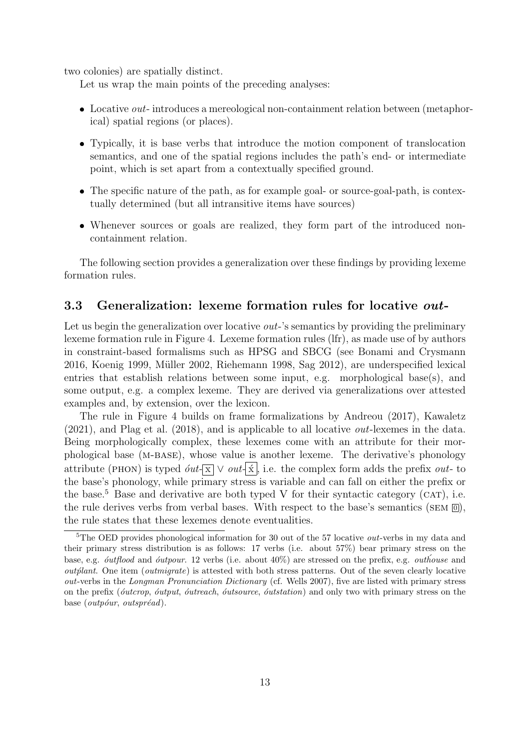two colonies) are spatially distinct.

Let us wrap the main points of the preceding analyses:

- Locative *out-* introduces a mereological non-containment relation between (metaphorical) spatial regions (or places).
- Typically, it is base verbs that introduce the motion component of translocation semantics, and one of the spatial regions includes the path's end- or intermediate point, which is set apart from a contextually specified ground.
- The specific nature of the path, as for example goal- or source-goal-path, is contextually determined (but all intransitive items have sources)
- Whenever sources or goals are realized, they form part of the introduced non-containment relation.

The following section provides a generalization over these findings by providing lexeme formation rules.

### 3.3 Generalization: lexeme formation rules for locative *out-*

Let us begin the generalization over locative *out-*'s semantics by providing the preliminary lexeme formation rule in Figure 4. Lexeme formation rules (lfr), as made use of by authors in constraint-based formalisms such as HPSG and SBCG (see Bonami and Crysmann 2016, Koenig 1999, Müller 2002, Riehemann 1998, Sag 2012), are underspecified lexical entries that establish relations between some input, e.g. morphological base(s), and some output, e.g. a complex lexeme. They are derived via generalizations over attested examples and, by extension, over the lexicon.

The rule in Figure 4 builds on frame formalizations by Andreou (2017), Kawaletz (2021), and Plag et al. (2018), and is applicable to all locative *out*-lexemes in the data. Being morphologically complex, these lexemes come with an attribute for their morphological base (M-BASE), whose value is another lexeme. The derivative's phonology attribute (PHON) is typed *óut-*$\boxed{\text{x}}$ $\vee$ *out-*$\boxed{\acute{\text{x}}}$, i.e. the complex form adds the prefix *out-* to the base's phonology, while primary stress is variable and can fall on either the prefix or the base.[5] Base and derivative are both typed V for their syntactic category (CAT), i.e. the rule derives verbs from verbal bases. With respect to the base's semantics (SEM $\boxed{0}$), the rule states that these lexemes denote eventualities.

[5] The OED provides phonological information for 30 out of the 57 locative *out*-verbs in my data and their primary stress distribution is as follows: 17 verbs (i.e. about 57%) bear primary stress on the base, e.g. *óutflood* and *óutpour*. 12 verbs (i.e. about 40%) are stressed on the prefix, e.g. *outhóuse* and *outplánt*. One item (*outmigrate*) is attested with both stress patterns. Out of the seven clearly locative *out*-verbs in the *Longman Pronunciation Dictionary* (cf. Wells 2007), five are listed with primary stress on the prefix (*óutcrop*, *óutput*, *óutreach*, *óutsource*, *óutstation*) and only two with primary stress on the base (*outpóur*, *outspréad*).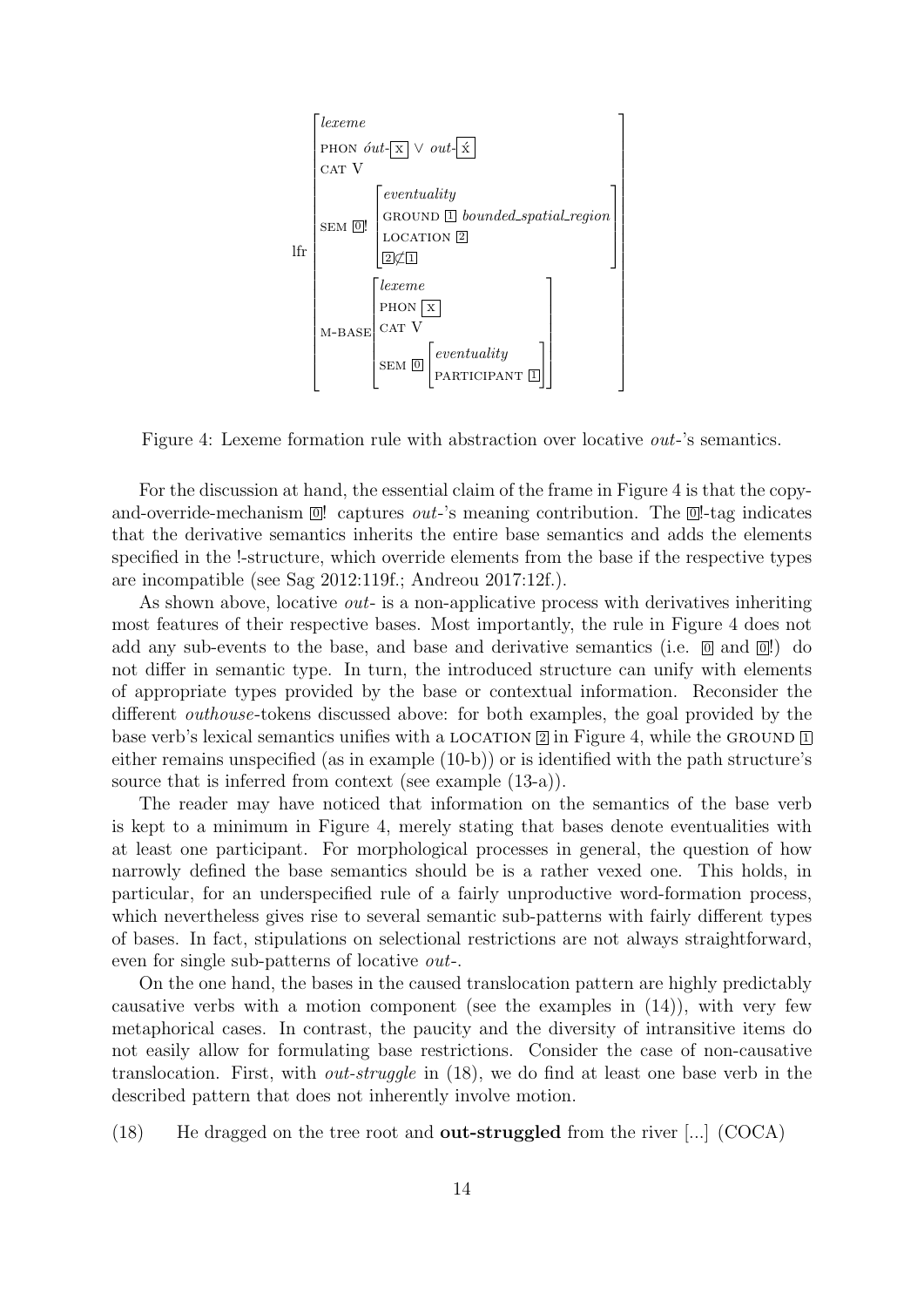$$
\text{lfr}\begin{bmatrix}
\textit{lexeme} \\
\text{PHON } \textit{óut-}\boxed{\text{x}} \vee \textit{out-}\boxed{\acute{\text{x}}} \\
\text{CAT V} \\
\text{SEM } \boxed{0}! \begin{bmatrix}
\textit{eventuality} \\
\text{GROUND } \boxed{1} \textit{ bounded\_spatial\_region} \\
\text{LOCATION } \boxed{2} \\
\boxed{2} \not\subset \boxed{1}
\end{bmatrix} \\
\text{M-BASE} \begin{bmatrix}
\textit{lexeme} \\
\text{PHON } \boxed{\text{x}} \\
\text{CAT V} \\
\text{SEM } \boxed{0} \begin{bmatrix}
\textit{eventuality} \\
\text{PARTICIPANT } \boxed{1}
\end{bmatrix}
\end{bmatrix}
\end{bmatrix}
$$

Figure 4: Lexeme formation rule with abstraction over locative *out-*'s semantics.

For the discussion at hand, the essential claim of the frame in Figure 4 is that the copy-and-override-mechanism $\boxed{0}!$ captures *out-*'s meaning contribution. The $\boxed{0}!$-tag indicates that the derivative semantics inherits the entire base semantics and adds the elements specified in the !-structure, which override elements from the base if the respective types are incompatible (see Sag 2012:119f.; Andreou 2017:12f.).

As shown above, locative *out-* is a non-applicative process with derivatives inheriting most features of their respective bases. Most importantly, the rule in Figure 4 does not add any sub-events to the base, and base and derivative semantics (i.e. $\boxed{0}$ and $\boxed{0}!$) do not differ in semantic type. In turn, the introduced structure can unify with elements of appropriate types provided by the base or contextual information. Reconsider the different *outhouse*-tokens discussed above: for both examples, the goal provided by the base verb's lexical semantics unifies with a LOCATION $\boxed{2}$ in Figure 4, while the GROUND $\boxed{1}$ either remains unspecified (as in example (10-b)) or is identified with the path structure's source that is inferred from context (see example (13-a)).

The reader may have noticed that information on the semantics of the base verb is kept to a minimum in Figure 4, merely stating that bases denote eventualities with at least one participant. For morphological processes in general, the question of how narrowly defined the base semantics should be is a rather vexed one. This holds, in particular, for an underspecified rule of a fairly unproductive word-formation process, which nevertheless gives rise to several semantic sub-patterns with fairly different types of bases. In fact, stipulations on selectional restrictions are not always straightforward, even for single sub-patterns of locative *out-*.

On the one hand, the bases in the caused translocation pattern are highly predictably causative verbs with a motion component (see the examples in (14)), with very few metaphorical cases. In contrast, the paucity and the diversity of intransitive items do not easily allow for formulating base restrictions. Consider the case of non-causative translocation. First, with *out-struggle* in (18), we do find at least one base verb in the described pattern that does not inherently involve motion.

(18) He dragged on the tree root and **out-struggled** from the river [...] (COCA)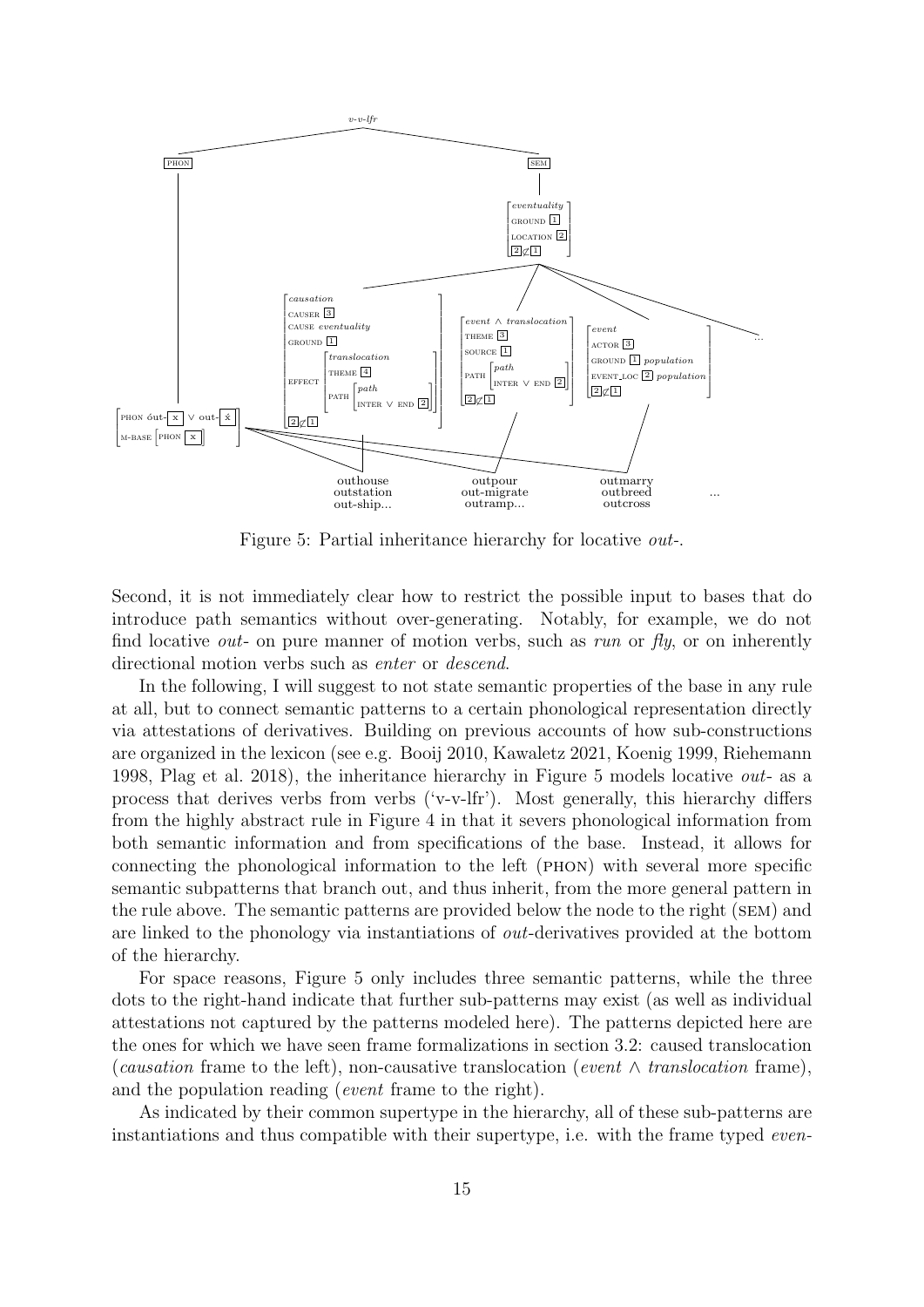Figure 5: Partial inheritance hierarchy for locative *out-*.

Second, it is not immediately clear how to restrict the possible input to bases that do introduce path semantics without over-generating. Notably, for example, we do not find locative *out-* on pure manner of motion verbs, such as *run* or *fly*, or on inherently directional motion verbs such as *enter* or *descend*.

In the following, I will suggest to not state semantic properties of the base in any rule at all, but to connect semantic patterns to a certain phonological representation directly via attestations of derivatives. Building on previous accounts of how sub-constructions are organized in the lexicon (see e.g. Booij 2010, Kawaletz 2021, Koenig 1999, Riehemann 1998, Plag et al. 2018), the inheritance hierarchy in Figure 5 models locative *out-* as a process that derives verbs from verbs ('v-v-lfr'). Most generally, this hierarchy differs from the highly abstract rule in Figure 4 in that it severs phonological information from both semantic information and from specifications of the base. Instead, it allows for connecting the phonological information to the left (PHON) with several more specific semantic subpatterns that branch out, and thus inherit, from the more general pattern in the rule above. The semantic patterns are provided below the node to the right (SEM) and are linked to the phonology via instantiations of *out*-derivatives provided at the bottom of the hierarchy.

For space reasons, Figure 5 only includes three semantic patterns, while the three dots to the right-hand indicate that further sub-patterns may exist (as well as individual attestations not captured by the patterns modeled here). The patterns depicted here are the ones for which we have seen frame formalizations in section 3.2: caused translocation (*causation* frame to the left), non-causative translocation (*event* $\wedge$ *translocation* frame), and the population reading (*event* frame to the right).

As indicated by their common supertype in the hierarchy, all of these sub-patterns are instantiations and thus compatible with their supertype, i.e. with the frame typed *even-*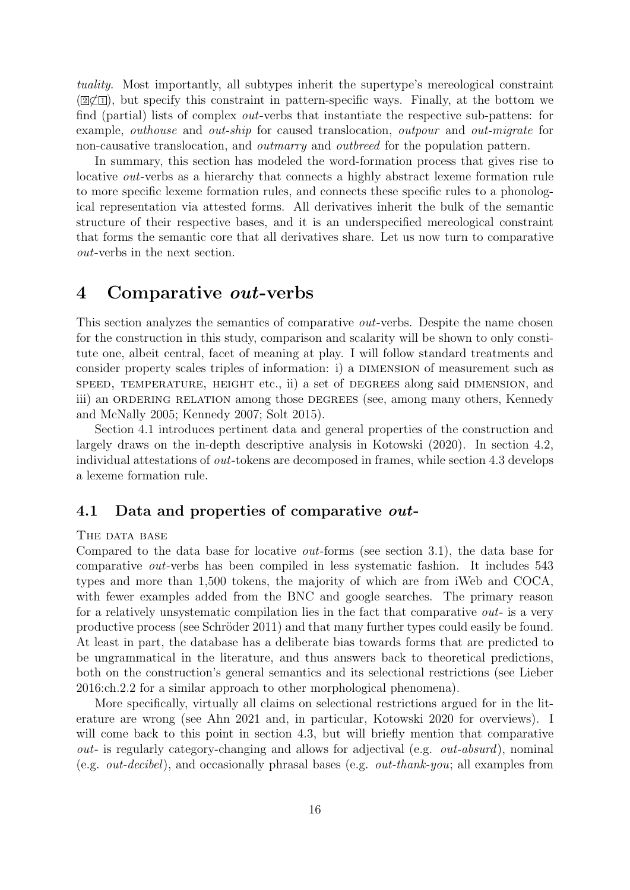*tuality*. Most importantly, all subtypes inherit the supertype's mereological constraint (2⊄1), but specify this constraint in pattern-specific ways. Finally, at the bottom we find (partial) lists of complex *out*-verbs that instantiate the respective sub-pattens: for example, *outhouse* and *out-ship* for caused translocation, *outpour* and *out-migrate* for non-causative translocation, and *outmarry* and *outbreed* for the population pattern.

In summary, this section has modeled the word-formation process that gives rise to locative *out*-verbs as a hierarchy that connects a highly abstract lexeme formation rule to more specific lexeme formation rules, and connects these specific rules to a phonological representation via attested forms. All derivatives inherit the bulk of the semantic structure of their respective bases, and it is an underspecified mereological constraint that forms the semantic core that all derivatives share. Let us now turn to comparative *out*-verbs in the next section.

# 4 Comparative *out*-verbs

This section analyzes the semantics of comparative *out*-verbs. Despite the name chosen for the construction in this study, comparison and scalarity will be shown to only constitute one, albeit central, facet of meaning at play. I will follow standard treatments and consider property scales triples of information: i) a DIMENSION of measurement such as SPEED, TEMPERATURE, HEIGHT etc., ii) a set of DEGREES along said DIMENSION, and iii) an ORDERING RELATION among those DEGREES (see, among many others, Kennedy and McNally 2005; Kennedy 2007; Solt 2015).

Section 4.1 introduces pertinent data and general properties of the construction and largely draws on the in-depth descriptive analysis in Kotowski (2020). In section 4.2, individual attestations of *out*-tokens are decomposed in frames, while section 4.3 develops a lexeme formation rule.

## 4.1 Data and properties of comparative *out-*

THE DATA BASE

Compared to the data base for locative *out*-forms (see section 3.1), the data base for comparative *out*-verbs has been compiled in less systematic fashion. It includes 543 types and more than 1,500 tokens, the majority of which are from iWeb and COCA, with fewer examples added from the BNC and google searches. The primary reason for a relatively unsystematic compilation lies in the fact that comparative *out-* is a very productive process (see Schröder 2011) and that many further types could easily be found. At least in part, the database has a deliberate bias towards forms that are predicted to be ungrammatical in the literature, and thus answers back to theoretical predictions, both on the construction's general semantics and its selectional restrictions (see Lieber 2016:ch.2.2 for a similar approach to other morphological phenomena).

More specifically, virtually all claims on selectional restrictions argued for in the literature are wrong (see Ahn 2021 and, in particular, Kotowski 2020 for overviews). I will come back to this point in section 4.3, but will briefly mention that comparative *out-* is regularly category-changing and allows for adjectival (e.g. *out-absurd*), nominal (e.g. *out-decibel*), and occasionally phrasal bases (e.g. *out-thank-you*; all examples from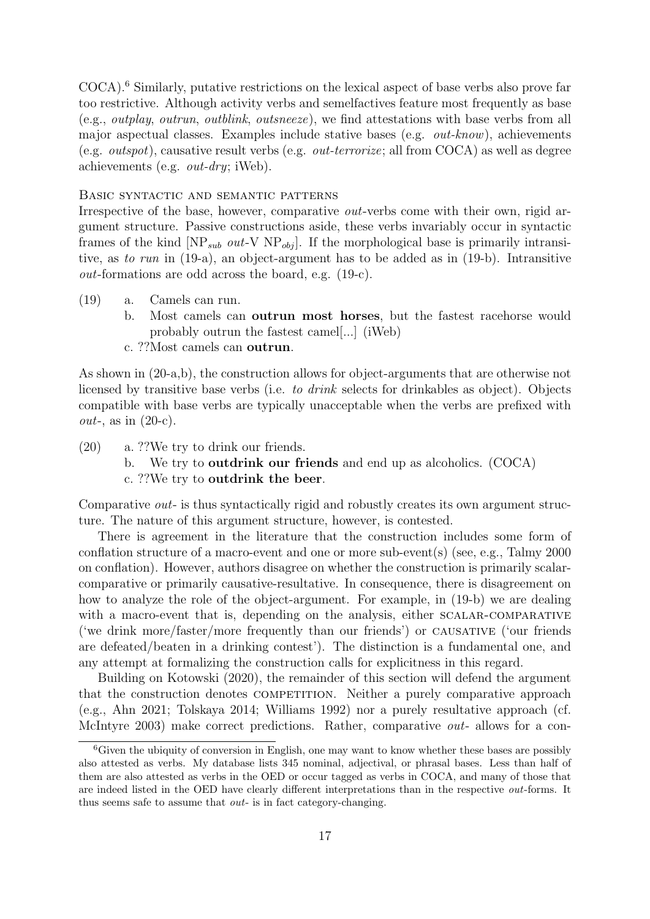COCA).[6] Similarly, putative restrictions on the lexical aspect of base verbs also prove far too restrictive. Although activity verbs and semelfactives feature most frequently as base (e.g., *outplay*, *outrun*, *outblink*, *outsneeze*), we find attestations with base verbs from all major aspectual classes. Examples include stative bases (e.g. *out-know*), achievements (e.g. *outspot*), causative result verbs (e.g. *out-terrorize*; all from COCA) as well as degree achievements (e.g. *out-dry*; iWeb).

### Basic syntactic and semantic patterns

Irrespective of the base, however, comparative *out*-verbs come with their own, rigid argument structure. Passive constructions aside, these verbs invariably occur in syntactic frames of the kind [$NP_{sub}$ *out*-V $NP_{obj}$]. If the morphological base is primarily intransitive, as *to run* in (19-a), an object-argument has to be added as in (19-b). Intransitive *out*-formations are odd across the board, e.g. (19-c).

(19) a. Camels can run.
  b. Most camels can **outrun most horses**, but the fastest racehorse would probably outrun the fastest camel[...] (iWeb)
  c. ??Most camels can **outrun**.

As shown in (20-a,b), the construction allows for object-arguments that are otherwise not licensed by transitive base verbs (i.e. *to drink* selects for drinkables as object). Objects compatible with base verbs are typically unacceptable when the verbs are prefixed with *out*-, as in (20-c).

(20) a. ??We try to drink our friends.
  b. We try to **outdrink our friends** and end up as alcoholics. (COCA)
  c. ??We try to **outdrink the beer**.

Comparative *out*- is thus syntactically rigid and robustly creates its own argument structure. The nature of this argument structure, however, is contested.

There is agreement in the literature that the construction includes some form of conflation structure of a macro-event and one or more sub-event(s) (see, e.g., Talmy 2000 on conflation). However, authors disagree on whether the construction is primarily scalar-comparative or primarily causative-resultative. In consequence, there is disagreement on how to analyze the role of the object-argument. For example, in (19-b) we are dealing with a macro-event that is, depending on the analysis, either SCALAR-COMPARATIVE ('we drink more/faster/more frequently than our friends') or CAUSATIVE ('our friends are defeated/beaten in a drinking contest'). The distinction is a fundamental one, and any attempt at formalizing the construction calls for explicitness in this regard.

Building on Kotowski (2020), the remainder of this section will defend the argument that the construction denotes COMPETITION. Neither a purely comparative approach (e.g., Ahn 2021; Tolskaya 2014; Williams 1992) nor a purely resultative approach (cf. McIntyre 2003) make correct predictions. Rather, comparative *out*- allows for a con-

[6] Given the ubiquity of conversion in English, one may want to know whether these bases are possibly also attested as verbs. My database lists 345 nominal, adjectival, or phrasal bases. Less than half of them are also attested as verbs in the OED or occur tagged as verbs in COCA, and many of those that are indeed listed in the OED have clearly different interpretations than in the respective *out*-forms. It thus seems safe to assume that *out*- is in fact category-changing.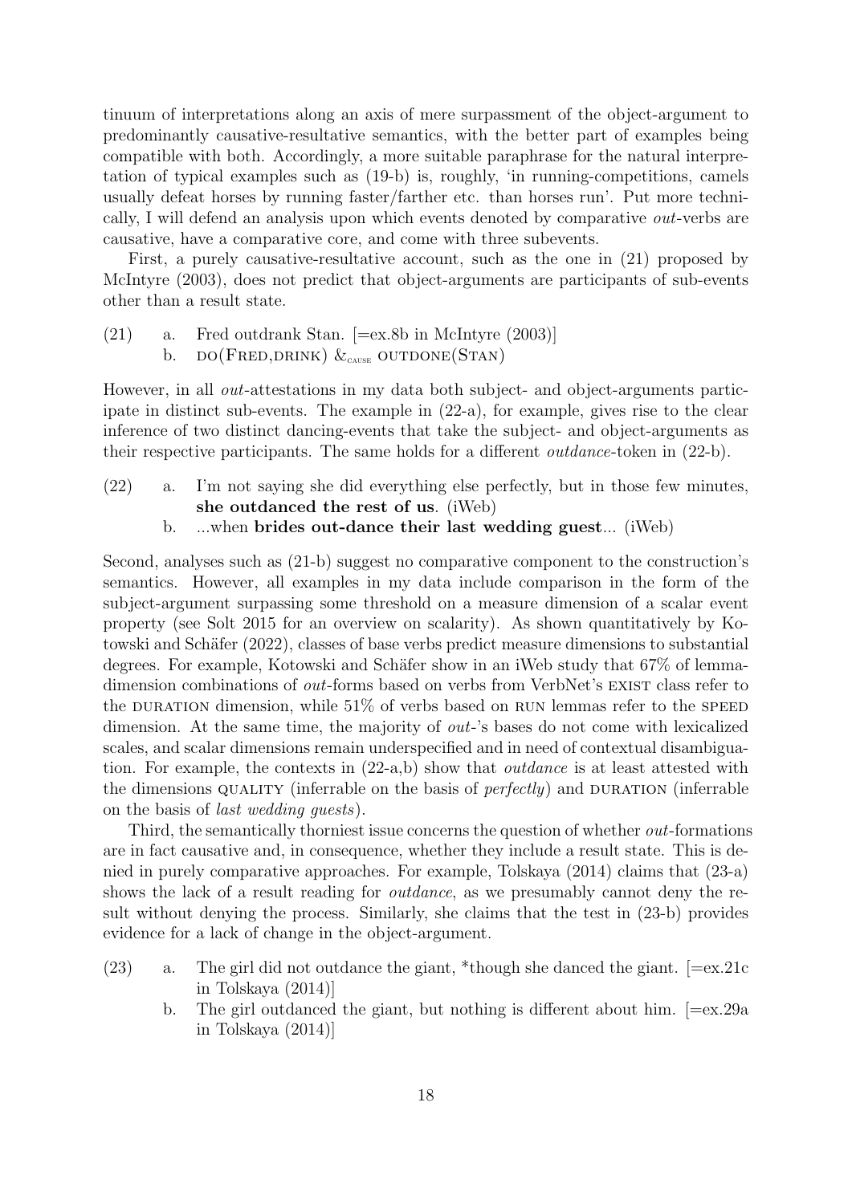tinuum of interpretations along an axis of mere surpassment of the object-argument to predominantly causative-resultative semantics, with the better part of examples being compatible with both. Accordingly, a more suitable paraphrase for the natural interpretation of typical examples such as (19-b) is, roughly, 'in running-competitions, camels usually defeat horses by running faster/farther etc. than horses run'. Put more technically, I will defend an analysis upon which events denoted by comparative *out*-verbs are causative, have a comparative core, and come with three subevents.

First, a purely causative-resultative account, such as the one in (21) proposed by McIntyre (2003), does not predict that object-arguments are participants of sub-events other than a result state.

(21) a. Fred outdrank Stan. [=ex.8b in McIntyre (2003)]
b. DO(FRED,DRINK) $\&_{\text{CAUSE}}$ OUTDONE(STAN)

However, in all *out*-attestations in my data both subject- and object-arguments participate in distinct sub-events. The example in (22-a), for example, gives rise to the clear inference of two distinct dancing-events that take the subject- and object-arguments as their respective participants. The same holds for a different *outdance*-token in (22-b).

(22) a. I'm not saying she did everything else perfectly, but in those few minutes, **she outdanced the rest of us**. (iWeb)
b. ...when **brides out-dance their last wedding guest**... (iWeb)

Second, analyses such as (21-b) suggest no comparative component to the construction's semantics. However, all examples in my data include comparison in the form of the subject-argument surpassing some threshold on a measure dimension of a scalar event property (see Solt 2015 for an overview on scalarity). As shown quantitatively by Kotowski and Schäfer (2022), classes of base verbs predict measure dimensions to substantial degrees. For example, Kotowski and Schäfer show in an iWeb study that 67% of lemma-dimension combinations of *out*-forms based on verbs from VerbNet's EXIST class refer to the DURATION dimension, while 51% of verbs based on RUN lemmas refer to the SPEED dimension. At the same time, the majority of *out*-'s bases do not come with lexicalized scales, and scalar dimensions remain underspecified and in need of contextual disambiguation. For example, the contexts in (22-a,b) show that *outdance* is at least attested with the dimensions QUALITY (inferrable on the basis of *perfectly*) and DURATION (inferrable on the basis of *last wedding guests*).

Third, the semantically thorniest issue concerns the question of whether *out*-formations are in fact causative and, in consequence, whether they include a result state. This is denied in purely comparative approaches. For example, Tolskaya (2014) claims that (23-a) shows the lack of a result reading for *outdance*, as we presumably cannot deny the result without denying the process. Similarly, she claims that the test in (23-b) provides evidence for a lack of change in the object-argument.

(23) a. The girl did not outdance the giant, *though she danced the giant. [=ex.21c in Tolskaya (2014)]
b. The girl outdanced the giant, but nothing is different about him. [=ex.29a in Tolskaya (2014)]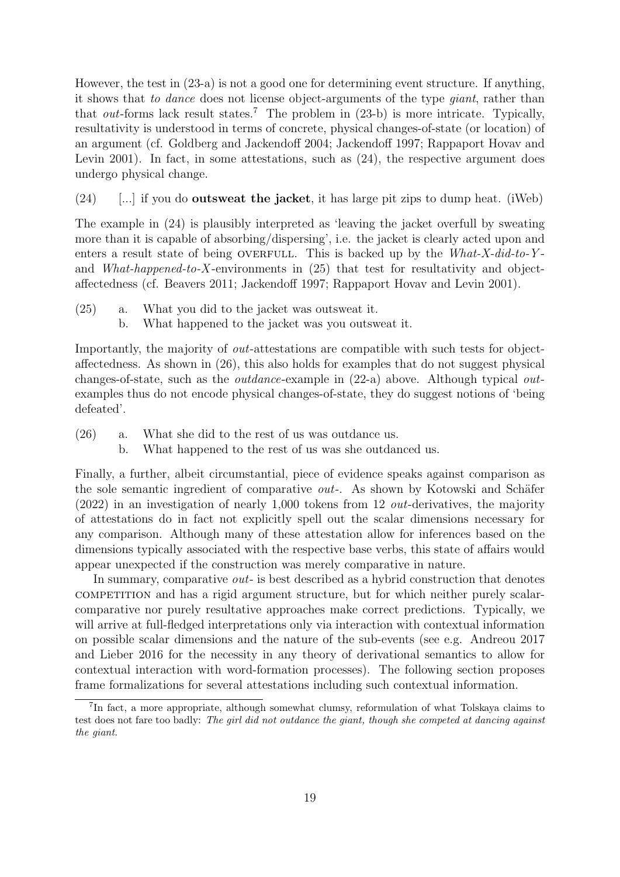However, the test in (23-a) is not a good one for determining event structure. If anything, it shows that *to dance* does not license object-arguments of the type *giant*, rather than that *out*-forms lack result states.[7] The problem in (23-b) is more intricate. Typically, resultativity is understood in terms of concrete, physical changes-of-state (or location) of an argument (cf. Goldberg and Jackendoff 2004; Jackendoff 1997; Rappaport Hovav and Levin 2001). In fact, in some attestations, such as (24), the respective argument does undergo physical change.

(24) [...] if you do **outsweat the jacket**, it has large pit zips to dump heat. (iWeb)

The example in (24) is plausibly interpreted as 'leaving the jacket overfull by sweating more than it is capable of absorbing/dispersing', i.e. the jacket is clearly acted upon and enters a result state of being OVERFULL. This is backed up by the *What-X-did-to-Y*- and *What-happened-to-X*-environments in (25) that test for resultativity and object-affectedness (cf. Beavers 2011; Jackendoff 1997; Rappaport Hovav and Levin 2001).

(25) a. What you did to the jacket was outsweat it.
  b. What happened to the jacket was you outsweat it.

Importantly, the majority of *out*-attestations are compatible with such tests for object-affectedness. As shown in (26), this also holds for examples that do not suggest physical changes-of-state, such as the *outdance*-example in (22-a) above. Although typical *out*-examples thus do not encode physical changes-of-state, they do suggest notions of 'being defeated'.

(26) a. What she did to the rest of us was outdance us.
  b. What happened to the rest of us was she outdanced us.

Finally, a further, albeit circumstantial, piece of evidence speaks against comparison as the sole semantic ingredient of comparative *out*-. As shown by Kotowski and Schäfer (2022) in an investigation of nearly 1,000 tokens from 12 *out*-derivatives, the majority of attestations do in fact not explicitly spell out the scalar dimensions necessary for any comparison. Although many of these attestation allow for inferences based on the dimensions typically associated with the respective base verbs, this state of affairs would appear unexpected if the construction was merely comparative in nature.

In summary, comparative *out*- is best described as a hybrid construction that denotes COMPETITION and has a rigid argument structure, but for which neither purely scalar-comparative nor purely resultative approaches make correct predictions. Typically, we will arrive at full-fledged interpretations only via interaction with contextual information on possible scalar dimensions and the nature of the sub-events (see e.g. Andreou 2017 and Lieber 2016 for the necessity in any theory of derivational semantics to allow for contextual interaction with word-formation processes). The following section proposes frame formalizations for several attestations including such contextual information.

[7] In fact, a more appropriate, although somewhat clumsy, reformulation of what Tolskaya claims to test does not fare too badly: *The girl did not outdance the giant, though she competed at dancing against the giant.*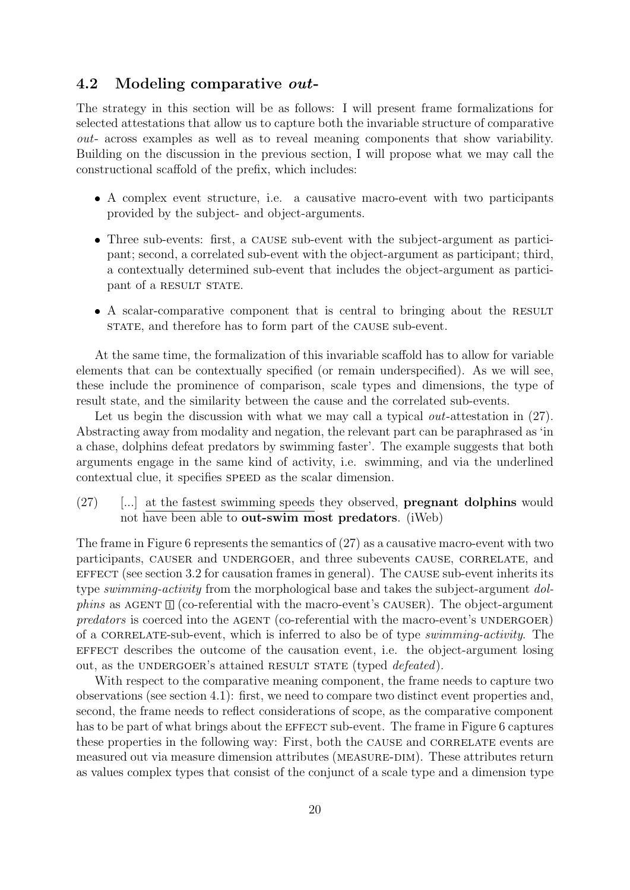### 4.2 Modeling comparative *out-*

The strategy in this section will be as follows: I will present frame formalizations for selected attestations that allow us to capture both the invariable structure of comparative *out-* across examples as well as to reveal meaning components that show variability. Building on the discussion in the previous section, I will propose what we may call the constructional scaffold of the prefix, which includes:

- A complex event structure, i.e. a causative macro-event with two participants provided by the subject- and object-arguments.
- Three sub-events: first, a CAUSE sub-event with the subject-argument as participant; second, a correlated sub-event with the object-argument as participant; third, a contextually determined sub-event that includes the object-argument as participant of a RESULT STATE.
- A scalar-comparative component that is central to bringing about the RESULT STATE, and therefore has to form part of the CAUSE sub-event.

At the same time, the formalization of this invariable scaffold has to allow for variable elements that can be contextually specified (or remain underspecified). As we will see, these include the prominence of comparison, scale types and dimensions, the type of result state, and the similarity between the cause and the correlated sub-events.

Let us begin the discussion with what we may call a typical *out*-attestation in (27). Abstracting away from modality and negation, the relevant part can be paraphrased as 'in a chase, dolphins defeat predators by swimming faster'. The example suggests that both arguments engage in the same kind of activity, i.e. swimming, and via the underlined contextual clue, it specifies SPEED as the scalar dimension.

(27) [...] <u>at the fastest swimming speeds</u> they observed, **pregnant dolphins** would not have been able to **out-swim most predators**. (iWeb)

The frame in Figure 6 represents the semantics of (27) as a causative macro-event with two participants, CAUSER and UNDERGOER, and three subevents CAUSE, CORRELATE, and EFFECT (see section 3.2 for causation frames in general). The CAUSE sub-event inherits its type *swimming-activity* from the morphological base and takes the subject-argument *dolphins* as AGENT [1] (co-referential with the macro-event's CAUSER). The object-argument *predators* is coerced into the AGENT (co-referential with the macro-event's UNDERGOER) of a CORRELATE-sub-event, which is inferred to also be of type *swimming-activity*. The EFFECT describes the outcome of the causation event, i.e. the object-argument losing out, as the UNDERGOER's attained RESULT STATE (typed *defeated*).

With respect to the comparative meaning component, the frame needs to capture two observations (see section 4.1): first, we need to compare two distinct event properties and, second, the frame needs to reflect considerations of scope, as the comparative component has to be part of what brings about the EFFECT sub-event. The frame in Figure 6 captures these properties in the following way: First, both the CAUSE and CORRELATE events are measured out via measure dimension attributes (MEASURE-DIM). These attributes return as values complex types that consist of the conjunct of a scale type and a dimension type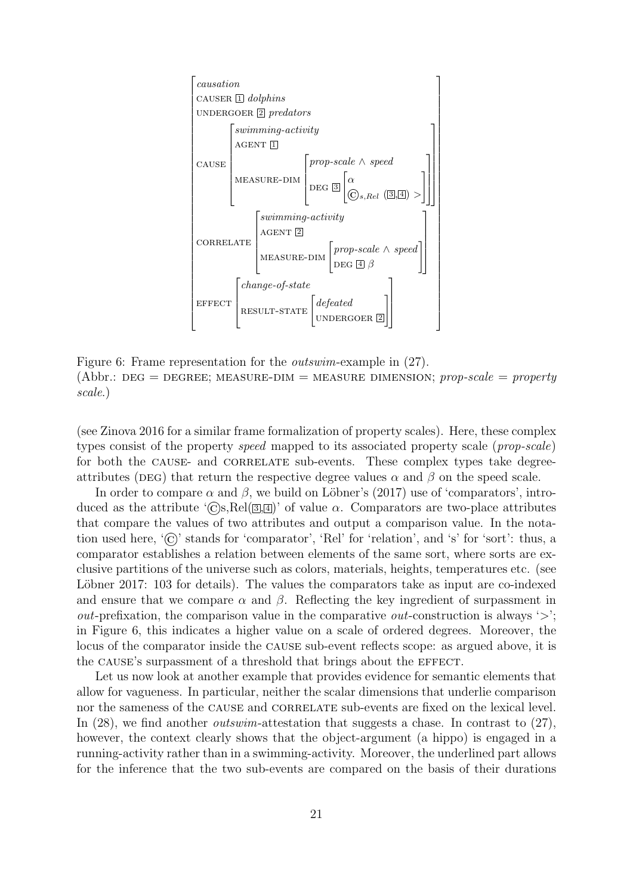$$
\begin{bmatrix}
\textit{causation} & \\
\text{CAUSER } \boxed{1} \textit{ dolphins} & \\
\text{UNDERGOER } \boxed{2} \textit{ predators} & \\
\text{CAUSE} & \begin{bmatrix}
\textit{swimming-activity} & \\
\text{AGENT } \boxed{1} & \\
\text{MEASURE-DIM} & \begin{bmatrix}
\textit{prop-scale} \wedge \textit{speed} & \\
\text{DEG } \boxed{3} & \begin{bmatrix} \alpha \\ \copyright_{s,Rel}\ (\boxed{3},\boxed{4}) > \end{bmatrix}
\end{bmatrix}
\end{bmatrix} \\
\text{CORRELATE} & \begin{bmatrix}
\textit{swimming-activity} & \\
\text{AGENT } \boxed{2} & \\
\text{MEASURE-DIM} & \begin{bmatrix}
\textit{prop-scale} \wedge \textit{speed} \\
\text{DEG } \boxed{4}\ \beta
\end{bmatrix}
\end{bmatrix} \\
\text{EFFECT} & \begin{bmatrix}
\textit{change-of-state} & \\
\text{RESULT-STATE} & \begin{bmatrix}
\textit{defeated} \\
\text{UNDERGOER } \boxed{2}
\end{bmatrix}
\end{bmatrix}
\end{bmatrix}
$$

Figure 6: Frame representation for the *outswim*-example in (27).
(Abbr.: DEG = DEGREE; MEASURE-DIM = MEASURE DIMENSION; *prop-scale* = *property scale*.)

(see Zinova 2016 for a similar frame formalization of property scales). Here, these complex types consist of the property *speed* mapped to its associated property scale (*prop-scale*) for both the CAUSE- and CORRELATE sub-events. These complex types take degree-attributes (DEG) that return the respective degree values $\alpha$ and $\beta$ on the speed scale.

In order to compare $\alpha$ and $\beta$, we build on Löbner's (2017) use of 'comparators', introduced as the attribute '©s,Rel(3,4)' of value $\alpha$. Comparators are two-place attributes that compare the values of two attributes and output a comparison value. In the notation used here, '©' stands for 'comparator', 'Rel' for 'relation', and 's' for 'sort': thus, a comparator establishes a relation between elements of the same sort, where sorts are exclusive partitions of the universe such as colors, materials, heights, temperatures etc. (see Löbner 2017: 103 for details). The values the comparators take as input are co-indexed and ensure that we compare $\alpha$ and $\beta$. Reflecting the key ingredient of surpassment in *out*-prefixation, the comparison value in the comparative *out*-construction is always '>'; in Figure 6, this indicates a higher value on a scale of ordered degrees. Moreover, the locus of the comparator inside the CAUSE sub-event reflects scope: as argued above, it is the CAUSE's surpassment of a threshold that brings about the EFFECT.

Let us now look at another example that provides evidence for semantic elements that allow for vagueness. In particular, neither the scalar dimensions that underlie comparison nor the sameness of the CAUSE and CORRELATE sub-events are fixed on the lexical level. In (28), we find another *outswim*-attestation that suggests a chase. In contrast to (27), however, the context clearly shows that the object-argument (a hippo) is engaged in a running-activity rather than in a swimming-activity. Moreover, the underlined part allows for the inference that the two sub-events are compared on the basis of their durations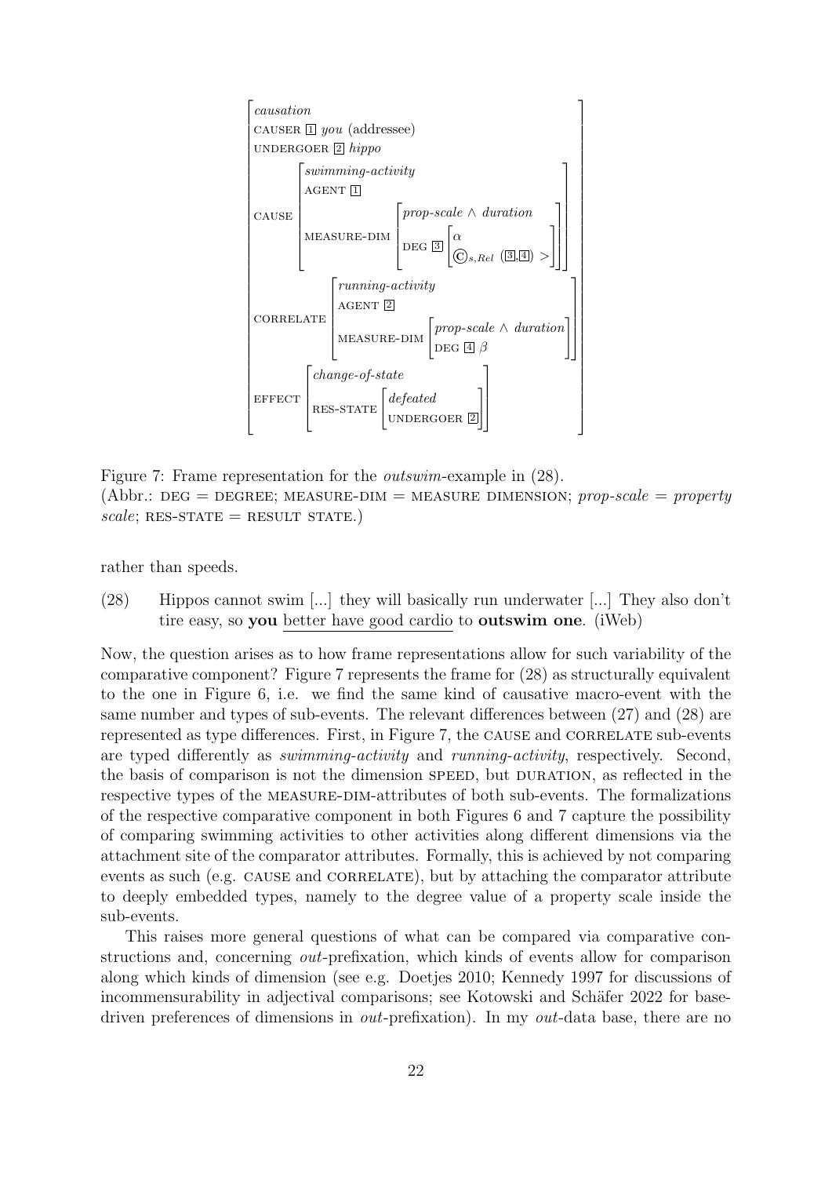$$
\left[\begin{array}{l}
\textit{causation} \\
\text{CAUSER } \boxed{1}\ \textit{you} \text{ (addressee)} \\
\text{UNDERGOER } \boxed{2}\ \textit{hippo} \\
\text{CAUSE} \left[\begin{array}{l}
\textit{swimming-activity} \\
\text{AGENT } \boxed{1} \\
\text{MEASURE-DIM} \left[\begin{array}{l}
\textit{prop-scale} \wedge \textit{duration} \\
\text{DEG } \boxed{3} \left[\begin{array}{l}
\alpha \\
\text{Ⓒ}_{s,Rel}\ (\boxed{3},\boxed{4}) >
\end{array}\right]
\end{array}\right]
\end{array}\right] \\
\text{CORRELATE} \left[\begin{array}{l}
\textit{running-activity} \\
\text{AGENT } \boxed{2} \\
\text{MEASURE-DIM} \left[\begin{array}{l}
\textit{prop-scale} \wedge \textit{duration} \\
\text{DEG } \boxed{4}\ \beta
\end{array}\right]
\end{array}\right] \\
\text{EFFECT} \left[\begin{array}{l}
\textit{change-of-state} \\
\text{RES-STATE} \left[\begin{array}{l}
\textit{defeated} \\
\text{UNDERGOER } \boxed{2}
\end{array}\right]
\end{array}\right]
\end{array}\right]
$$

Figure 7: Frame representation for the *outswim*-example in (28).
(Abbr.: DEG = DEGREE; MEASURE-DIM = MEASURE DIMENSION; *prop-scale* = *property scale*; RES-STATE = RESULT STATE.)

rather than speeds.

(28) Hippos cannot swim [...] they will basically run underwater [...] They also don't tire easy, so **you** better have good cardio to **outswim one**. (iWeb)

Now, the question arises as to how frame representations allow for such variability of the comparative component? Figure 7 represents the frame for (28) as structurally equivalent to the one in Figure 6, i.e. we find the same kind of causative macro-event with the same number and types of sub-events. The relevant differences between (27) and (28) are represented as type differences. First, in Figure 7, the CAUSE and CORRELATE sub-events are typed differently as *swimming-activity* and *running-activity*, respectively. Second, the basis of comparison is not the dimension SPEED, but DURATION, as reflected in the respective types of the MEASURE-DIM-attributes of both sub-events. The formalizations of the respective comparative component in both Figures 6 and 7 capture the possibility of comparing swimming activities to other activities along different dimensions via the attachment site of the comparator attributes. Formally, this is achieved by not comparing events as such (e.g. CAUSE and CORRELATE), but by attaching the comparator attribute to deeply embedded types, namely to the degree value of a property scale inside the sub-events.

This raises more general questions of what can be compared via comparative constructions and, concerning *out*-prefixation, which kinds of events allow for comparison along which kinds of dimension (see e.g. Doetjes 2010; Kennedy 1997 for discussions of incommensurability in adjectival comparisons; see Kotowski and Schäfer 2022 for base-driven preferences of dimensions in *out*-prefixation). In my *out*-data base, there are no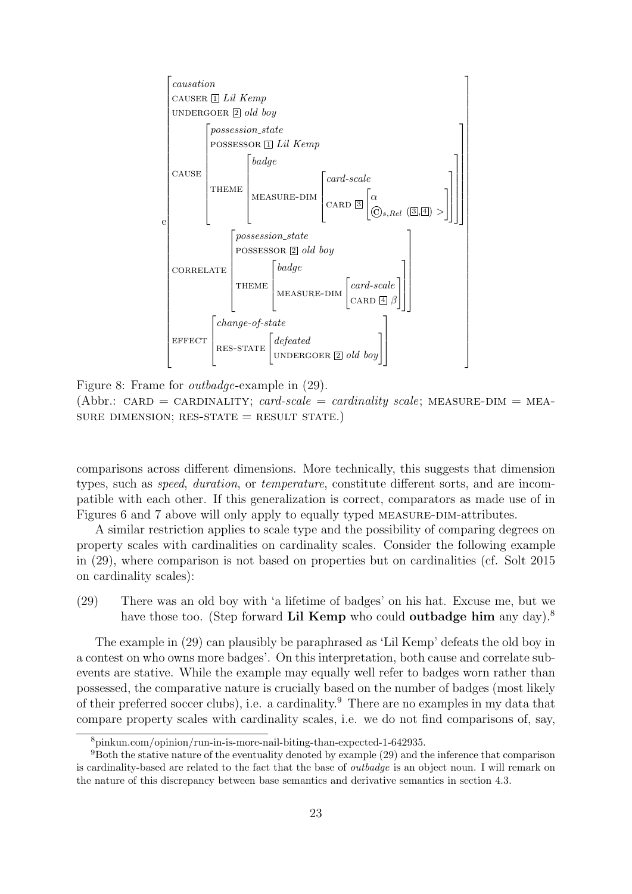$$
e\begin{bmatrix}
\textit{causation} \\
\text{CAUSER } \boxed{1} \textit{ Lil Kemp} \\
\text{UNDERGOER } \boxed{2} \textit{ old boy} \\
\text{CAUSE} \begin{bmatrix}
\textit{possession\_state} \\
\text{POSSESSOR } \boxed{1} \textit{ Lil Kemp} \\
\text{THEME} \begin{bmatrix}
\textit{badge} \\
\text{MEASURE-DIM} \begin{bmatrix}
\textit{card-scale} \\
\text{CARD } \boxed{3} \begin{bmatrix} \alpha \\ \copyright_{s,Rel}\ (\boxed{3},\boxed{4}) > \end{bmatrix}
\end{bmatrix}
\end{bmatrix}
\end{bmatrix} \\
\text{CORRELATE} \begin{bmatrix}
\textit{possession\_state} \\
\text{POSSESSOR } \boxed{2} \textit{ old boy} \\
\text{THEME} \begin{bmatrix}
\textit{badge} \\
\text{MEASURE-DIM} \begin{bmatrix} \textit{card-scale} \\ \text{CARD } \boxed{4}\ \beta \end{bmatrix}
\end{bmatrix}
\end{bmatrix} \\
\text{EFFECT} \begin{bmatrix}
\textit{change-of-state} \\
\text{RES-STATE} \begin{bmatrix} \textit{defeated} \\ \text{UNDERGOER } \boxed{2} \textit{ old boy} \end{bmatrix}
\end{bmatrix}
\end{bmatrix}
$$

Figure 8: Frame for *outbadge*-example in (29).
(Abbr.: CARD = CARDINALITY; *card-scale* = *cardinality scale*; MEASURE-DIM = MEASURE DIMENSION; RES-STATE = RESULT STATE.)

comparisons across different dimensions. More technically, this suggests that dimension types, such as *speed*, *duration*, or *temperature*, constitute different sorts, and are incompatible with each other. If this generalization is correct, comparators as made use of in Figures 6 and 7 above will only apply to equally typed MEASURE-DIM-attributes.

A similar restriction applies to scale type and the possibility of comparing degrees on property scales with cardinalities on cardinality scales. Consider the following example in (29), where comparison is not based on properties but on cardinalities (cf. Solt 2015 on cardinality scales):

(29) There was an old boy with 'a lifetime of badges' on his hat. Excuse me, but we have those too. (Step forward **Lil Kemp** who could **outbadge him** any day).[8]

The example in (29) can plausibly be paraphrased as 'Lil Kemp' defeats the old boy in a contest on who owns more badges'. On this interpretation, both cause and correlate subevents are stative. While the example may equally well refer to badges worn rather than possessed, the comparative nature is crucially based on the number of badges (most likely of their preferred soccer clubs), i.e. a cardinality.[9] There are no examples in my data that compare property scales with cardinality scales, i.e. we do not find comparisons of, say,

---

[8] pinkun.com/opinion/run-in-is-more-nail-biting-than-expected-1-642935.

[9] Both the stative nature of the eventuality denoted by example (29) and the inference that comparison is cardinality-based are related to the fact that the base of *outbadge* is an object noun. I will remark on the nature of this discrepancy between base semantics and derivative semantics in section 4.3.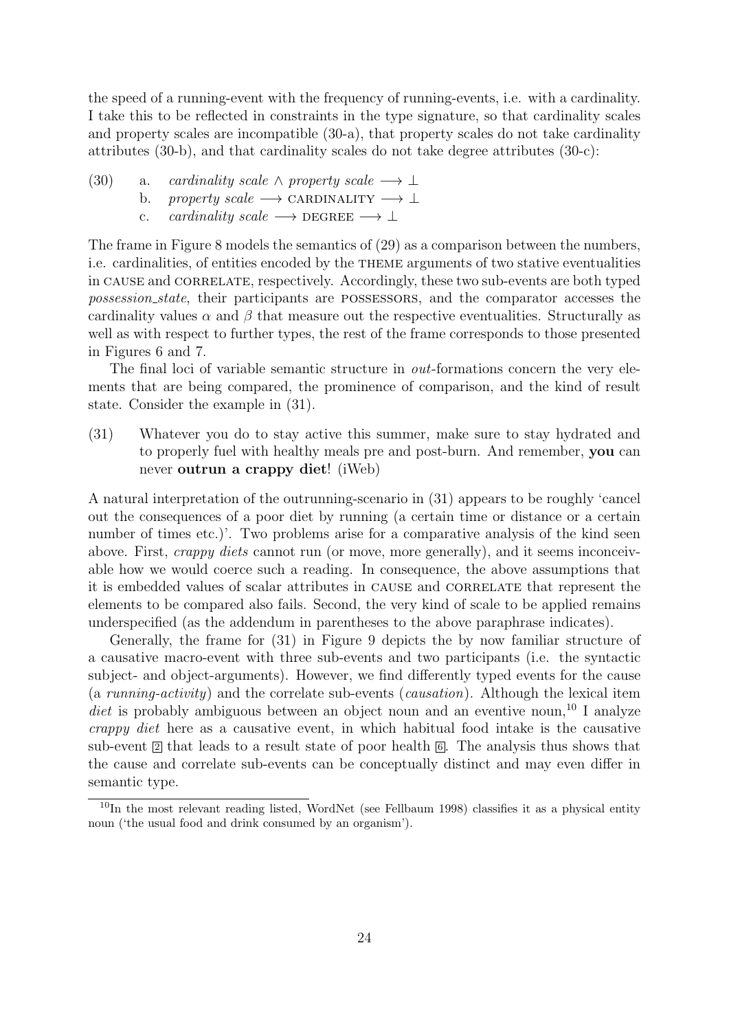the speed of a running-event with the frequency of running-events, i.e. with a cardinality. I take this to be reflected in constraints in the type signature, so that cardinality scales and property scales are incompatible (30-a), that property scales do not take cardinality attributes (30-b), and that cardinality scales do not take degree attributes (30-c):

(30) a. *cardinality scale* $\wedge$ *property scale* $\longrightarrow \perp$
b. *property scale* $\longrightarrow$ CARDINALITY $\longrightarrow \perp$
c. *cardinality scale* $\longrightarrow$ DEGREE $\longrightarrow \perp$

The frame in Figure 8 models the semantics of (29) as a comparison between the numbers, i.e. cardinalities, of entities encoded by the THEME arguments of two stative eventualities in CAUSE and CORRELATE, respectively. Accordingly, these two sub-events are both typed *possession_state*, their participants are POSSESSORS, and the comparator accesses the cardinality values $\alpha$ and $\beta$ that measure out the respective eventualities. Structurally as well as with respect to further types, the rest of the frame corresponds to those presented in Figures 6 and 7.

The final loci of variable semantic structure in *out*-formations concern the very elements that are being compared, the prominence of comparison, and the kind of result state. Consider the example in (31).

(31) Whatever you do to stay active this summer, make sure to stay hydrated and to properly fuel with healthy meals pre and post-burn. And remember, **you** can never **outrun a crappy diet**! (iWeb)

A natural interpretation of the outrunning-scenario in (31) appears to be roughly 'cancel out the consequences of a poor diet by running (a certain time or distance or a certain number of times etc.)'. Two problems arise for a comparative analysis of the kind seen above. First, *crappy diets* cannot run (or move, more generally), and it seems inconceivable how we would coerce such a reading. In consequence, the above assumptions that it is embedded values of scalar attributes in CAUSE and CORRELATE that represent the elements to be compared also fails. Second, the very kind of scale to be applied remains underspecified (as the addendum in parentheses to the above paraphrase indicates).

Generally, the frame for (31) in Figure 9 depicts the by now familiar structure of a causative macro-event with three sub-events and two participants (i.e. the syntactic subject- and object-arguments). However, we find differently typed events for the cause (a *running-activity*) and the correlate sub-events (*causation*). Although the lexical item *diet* is probably ambiguous between an object noun and an eventive noun,[10] I analyze *crappy diet* here as a causative event, in which habitual food intake is the causative sub-event [2] that leads to a result state of poor health [6]. The analysis thus shows that the cause and correlate sub-events can be conceptually distinct and may even differ in semantic type.

[10] In the most relevant reading listed, WordNet (see Fellbaum 1998) classifies it as a physical entity noun ('the usual food and drink consumed by an organism').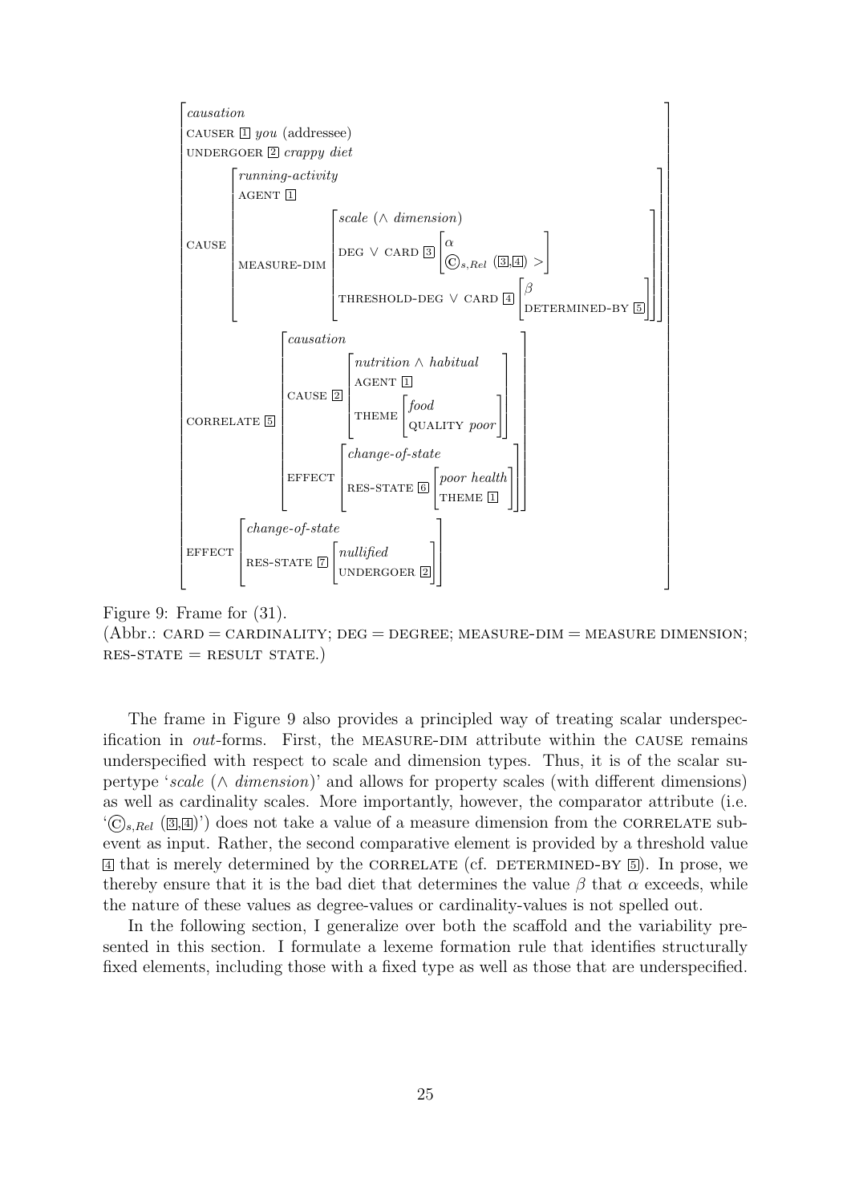```
⎡ causation                                                                                          ⎤
⎢ CAUSER [1] you (addressee)                                                                         ⎥
⎢ UNDERGOER [2] crappy diet                                                                         ⎥
⎢                                                                                                    ⎥
⎢        ⎡ running-activity                                                                        ⎤ ⎥
⎢        ⎢ AGENT [1]                                                                               ⎥ ⎥
⎢        ⎢                ⎡ scale (∧ dimension)                                                  ⎤ ⎥ ⎥
⎢ CAUSE  ⎢                ⎢ DEG ∨ CARD [3] ⎡ α                      ⎤                             ⎥ ⎥ ⎥
⎢        ⎢ MEASURE-DIM    ⎢                ⎣ ©_{s,Rel} ([3],[4]) >  ⎦                             ⎥ ⎥ ⎥
⎢        ⎢                ⎢ THRESHOLD-DEG ∨ CARD [4] ⎡ β                   ⎤                      ⎥ ⎥ ⎥
⎢        ⎣                ⎣                          ⎣ DETERMINED-BY [5]   ⎦                      ⎦ ⎦ ⎥
⎢                                                                                                    ⎥
⎢               ⎡ causation                                              ⎤                           ⎥
⎢               ⎢          ⎡ nutrition ∧ habitual           ⎤            ⎥                           ⎥
⎢               ⎢          ⎢ AGENT [1]                      ⎥            ⎥                           ⎥
⎢               ⎢ CAUSE [2]⎢ THEME ⎡ food          ⎤        ⎥            ⎥                           ⎥
⎢ CORRELATE [5] ⎢          ⎣       ⎣ QUALITY poor  ⎦        ⎦            ⎥                           ⎥
⎢               ⎢          ⎡ change-of-state                         ⎤   ⎥                           ⎥
⎢               ⎢ EFFECT   ⎢ RES-STATE [6] ⎡ poor health ⎤           ⎥   ⎥                           ⎥
⎢               ⎣          ⎣               ⎣ THEME [1]   ⎦           ⎦   ⎦                           ⎥
⎢                                                                                                    ⎥
⎢        ⎡ change-of-state                      ⎤                                                    ⎥
⎢ EFFECT ⎢ RES-STATE [7] ⎡ nullified     ⎤      ⎥                                                    ⎥
⎣        ⎣               ⎣ UNDERGOER [2] ⎦      ⎦                                                    ⎦
```

Figure 9: Frame for (31).
(Abbr.: CARD = CARDINALITY; DEG = DEGREE; MEASURE-DIM = MEASURE DIMENSION; RES-STATE = RESULT STATE.)

The frame in Figure 9 also provides a principled way of treating scalar underspecification in *out*-forms. First, the MEASURE-DIM attribute within the CAUSE remains underspecified with respect to scale and dimension types. Thus, it is of the scalar supertype '*scale* (∧ *dimension*)' and allows for property scales (with different dimensions) as well as cardinality scales. More importantly, however, the comparator attribute (i.e. '$©_{s,Rel}$ ([3],[4])') does not take a value of a measure dimension from the CORRELATE subevent as input. Rather, the second comparative element is provided by a threshold value [4] that is merely determined by the CORRELATE (cf. DETERMINED-BY [5]). In prose, we thereby ensure that it is the bad diet that determines the value $\beta$ that $\alpha$ exceeds, while the nature of these values as degree-values or cardinality-values is not spelled out.

In the following section, I generalize over both the scaffold and the variability presented in this section. I formulate a lexeme formation rule that identifies structurally fixed elements, including those with a fixed type as well as those that are underspecified.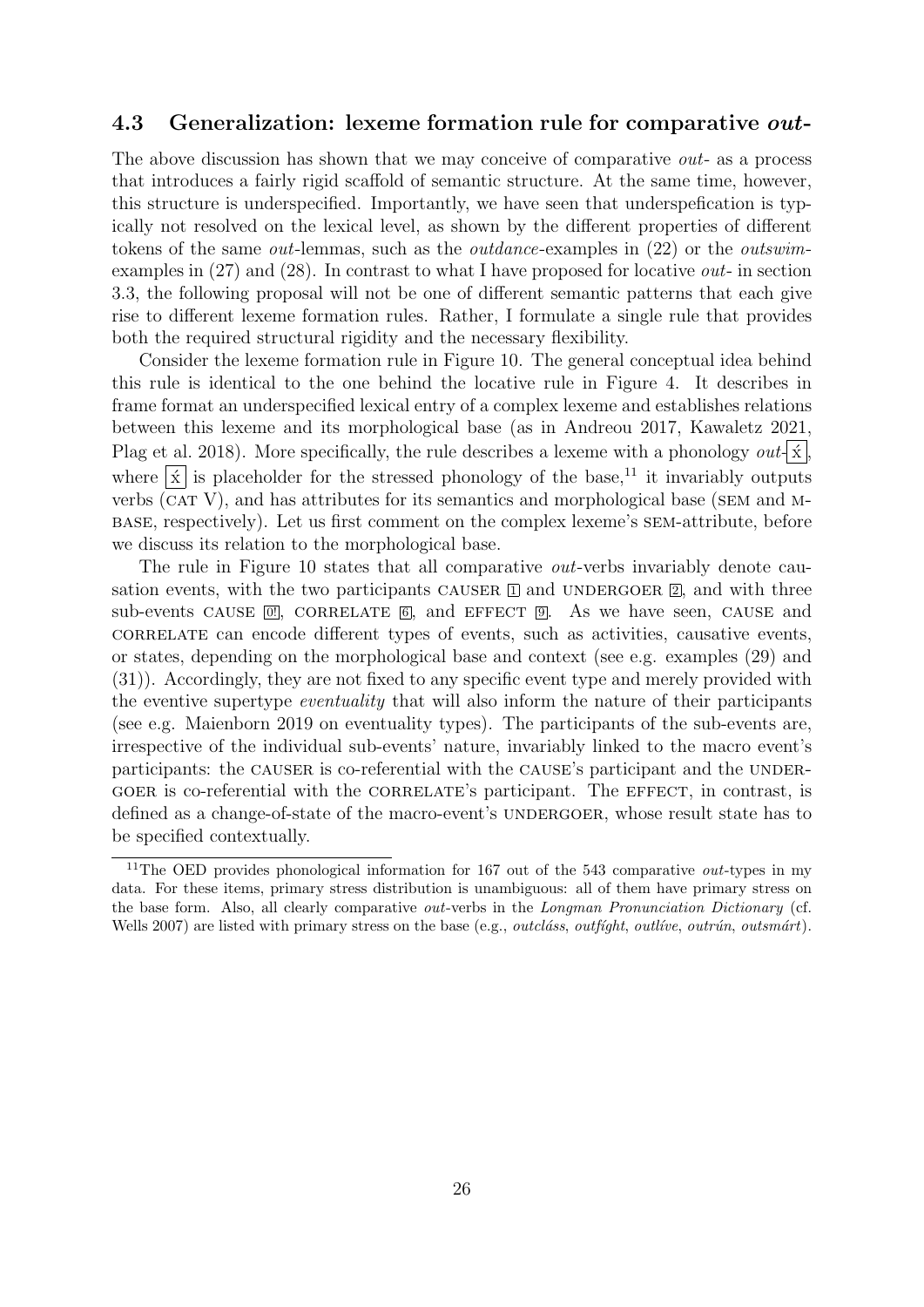### 4.3 Generalization: lexeme formation rule for comparative *out-*

The above discussion has shown that we may conceive of comparative *out-* as a process that introduces a fairly rigid scaffold of semantic structure. At the same time, however, this structure is underspecified. Importantly, we have seen that underspefication is typically not resolved on the lexical level, as shown by the different properties of different tokens of the same *out*-lemmas, such as the *outdance*-examples in (22) or the *outswim*-examples in (27) and (28). In contrast to what I have proposed for locative *out-* in section 3.3, the following proposal will not be one of different semantic patterns that each give rise to different lexeme formation rules. Rather, I formulate a single rule that provides both the required structural rigidity and the necessary flexibility.

Consider the lexeme formation rule in Figure 10. The general conceptual idea behind this rule is identical to the one behind the locative rule in Figure 4. It describes in frame format an underspecified lexical entry of a complex lexeme and establishes relations between this lexeme and its morphological base (as in Andreou 2017, Kawaletz 2021, Plag et al. 2018). More specifically, the rule describes a lexeme with a phonology *out*-[ˈx], where [ˈx] is placeholder for the stressed phonology of the base,[11] it invariably outputs verbs (CAT V), and has attributes for its semantics and morphological base (SEM and M-BASE, respectively). Let us first comment on the complex lexeme's SEM-attribute, before we discuss its relation to the morphological base.

The rule in Figure 10 states that all comparative *out*-verbs invariably denote causation events, with the two participants CAUSER [1] and UNDERGOER [2], and with three sub-events CAUSE [0!], CORRELATE [6], and EFFECT [9]. As we have seen, CAUSE and CORRELATE can encode different types of events, such as activities, causative events, or states, depending on the morphological base and context (see e.g. examples (29) and (31)). Accordingly, they are not fixed to any specific event type and merely provided with the eventive supertype *eventuality* that will also inform the nature of their participants (see e.g. Maienborn 2019 on eventuality types). The participants of the sub-events are, irrespective of the individual sub-events' nature, invariably linked to the macro event's participants: the CAUSER is co-referential with the CAUSE's participant and the UNDERGOER is co-referential with the CORRELATE's participant. The EFFECT, in contrast, is defined as a change-of-state of the macro-event's UNDERGOER, whose result state has to be specified contextually.

[11] The OED provides phonological information for 167 out of the 543 comparative *out*-types in my data. For these items, primary stress distribution is unambiguous: all of them have primary stress on the base form. Also, all clearly comparative *out*-verbs in the *Longman Pronunciation Dictionary* (cf. Wells 2007) are listed with primary stress on the base (e.g., *outcláss*, *outfíght*, *outlíve*, *outrún*, *outsmárt*).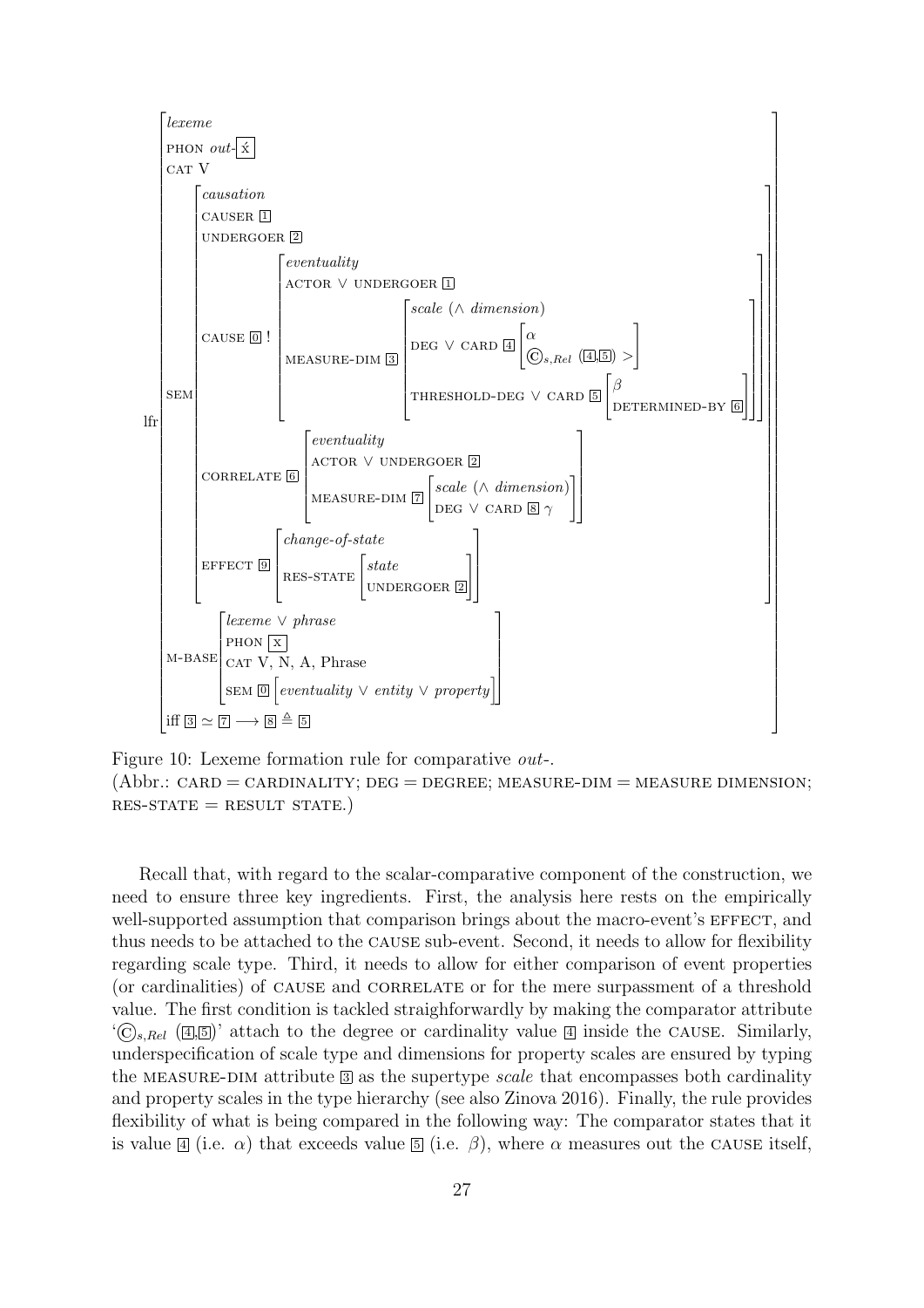$$
\text{lfr}\left[\begin{array}{l}
\textit{lexeme} \\
\text{PHON } \textit{out-}\boxed{\acute{\text{x}}} \\
\text{CAT V} \\
\text{SEM}\left[\begin{array}{l}
\textit{causation} \\
\text{CAUSER } \boxed{1} \\
\text{UNDERGOER } \boxed{2} \\
\text{CAUSE } \boxed{0}\,!\left[\begin{array}{l}
\textit{eventuality} \\
\text{ACTOR} \vee \text{UNDERGOER } \boxed{1} \\
\text{MEASURE-DIM } \boxed{3}\left[\begin{array}{l}
\textit{scale} \ (\wedge \ \textit{dimension}) \\
\text{DEG} \vee \text{CARD } \boxed{4}\left[\begin{array}{l}
\alpha \\
\copyright_{s,Rel}\ (\boxed{4},\boxed{5}) >
\end{array}\right] \\
\text{THRESHOLD-DEG} \vee \text{CARD } \boxed{5}\left[\begin{array}{l}
\beta \\
\text{DETERMINED-BY } \boxed{6}
\end{array}\right]
\end{array}\right]
\end{array}\right] \\
\text{CORRELATE } \boxed{6}\left[\begin{array}{l}
\textit{eventuality} \\
\text{ACTOR} \vee \text{UNDERGOER } \boxed{2} \\
\text{MEASURE-DIM } \boxed{7}\left[\begin{array}{l}
\textit{scale} \ (\wedge \ \textit{dimension}) \\
\text{DEG} \vee \text{CARD } \boxed{8}\ \gamma
\end{array}\right]
\end{array}\right] \\
\text{EFFECT } \boxed{9}\left[\begin{array}{l}
\textit{change-of-state} \\
\text{RES-STATE}\left[\begin{array}{l}
\textit{state} \\
\text{UNDERGOER } \boxed{2}
\end{array}\right]
\end{array}\right]
\end{array}\right] \\
\text{M-BASE}\left[\begin{array}{l}
\textit{lexeme} \vee \textit{phrase} \\
\text{PHON } \boxed{\text{x}} \\
\text{CAT V, N, A, Phrase} \\
\text{SEM } \boxed{0}\left[\textit{eventuality} \vee \textit{entity} \vee \textit{property}\right]
\end{array}\right] \\
\text{iff } \boxed{3} \simeq \boxed{7} \longrightarrow \boxed{8} \triangleq \boxed{5}
\end{array}\right]
$$

Figure 10: Lexeme formation rule for comparative *out-*.
(Abbr.: CARD = CARDINALITY; DEG = DEGREE; MEASURE-DIM = MEASURE DIMENSION; RES-STATE = RESULT STATE.)

Recall that, with regard to the scalar-comparative component of the construction, we need to ensure three key ingredients. First, the analysis here rests on the empirically well-supported assumption that comparison brings about the macro-event's EFFECT, and thus needs to be attached to the CAUSE sub-event. Second, it needs to allow for flexibility regarding scale type. Third, it needs to allow for either comparison of event properties (or cardinalities) of CAUSE and CORRELATE or for the mere surpassment of a threshold value. The first condition is tackled straighforwardly by making the comparator attribute '$\copyright_{s,Rel}$ ($\boxed{4}$,$\boxed{5}$)' attach to the degree or cardinality value $\boxed{4}$ inside the CAUSE. Similarly, underspecification of scale type and dimensions for property scales are ensured by typing the MEASURE-DIM attribute $\boxed{3}$ as the supertype *scale* that encompasses both cardinality and property scales in the type hierarchy (see also Zinova 2016). Finally, the rule provides flexibility of what is being compared in the following way: The comparator states that it is value $\boxed{4}$ (i.e. $\alpha$) that exceeds value $\boxed{5}$ (i.e. $\beta$), where $\alpha$ measures out the CAUSE itself,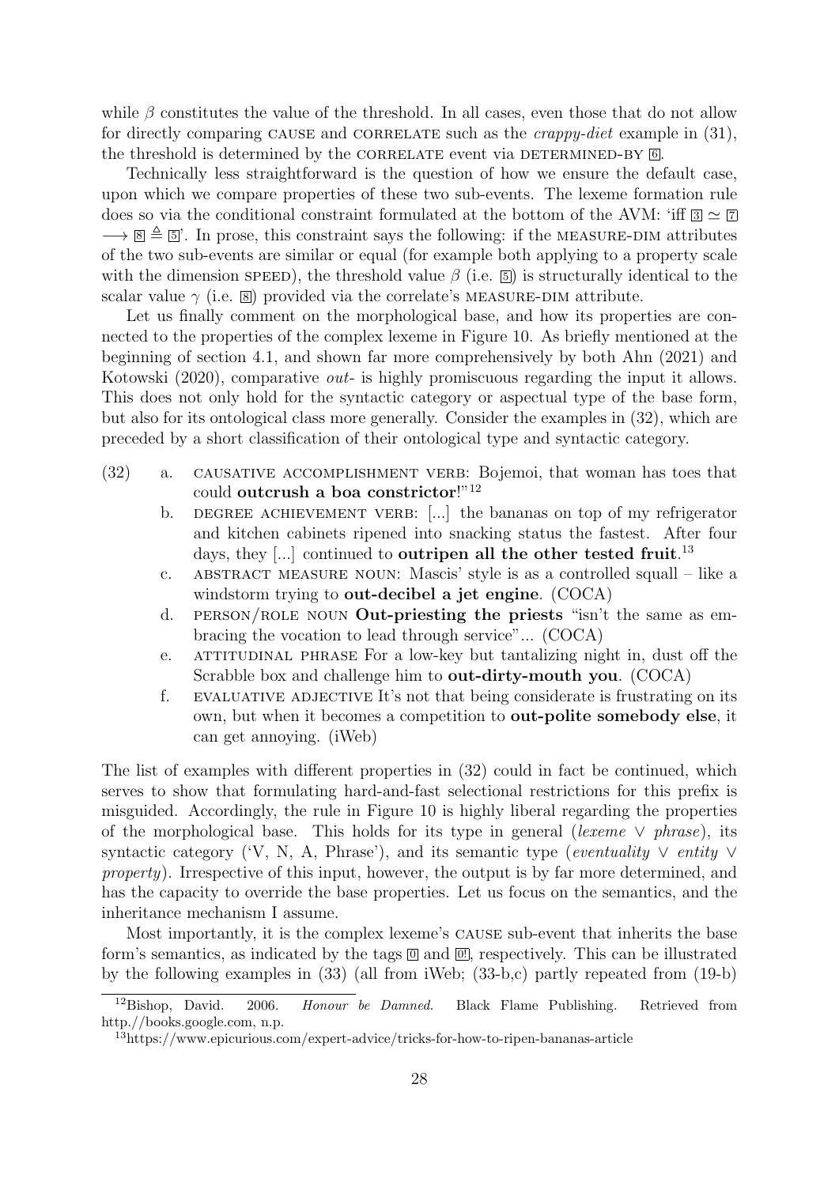while $\beta$ constitutes the value of the threshold. In all cases, even those that do not allow for directly comparing CAUSE and CORRELATE such as the *crappy-diet* example in (31), the threshold is determined by the CORRELATE event via DETERMINED-BY [6].

Technically less straightforward is the question of how we ensure the default case, upon which we compare properties of these two sub-events. The lexeme formation rule does so via the conditional constraint formulated at the bottom of the AVM: 'iff [3] $\simeq$ [7] $\longrightarrow$ [8] $\triangleq$ [5]'. In prose, this constraint says the following: if the MEASURE-DIM attributes of the two sub-events are similar or equal (for example both applying to a property scale with the dimension SPEED), the threshold value $\beta$ (i.e. [5]) is structurally identical to the scalar value $\gamma$ (i.e. [8]) provided via the correlate's MEASURE-DIM attribute.

Let us finally comment on the morphological base, and how its properties are connected to the properties of the complex lexeme in Figure 10. As briefly mentioned at the beginning of section 4.1, and shown far more comprehensively by both Ahn (2021) and Kotowski (2020), comparative *out-* is highly promiscuous regarding the input it allows. This does not only hold for the syntactic category or aspectual type of the base form, but also for its ontological class more generally. Consider the examples in (32), which are preceded by a short classification of their ontological type and syntactic category.

(32)
a. CAUSATIVE ACCOMPLISHMENT VERB: Bojemoi, that woman has toes that could **outcrush a boa constrictor**!"[12]
b. DEGREE ACHIEVEMENT VERB: [...] the bananas on top of my refrigerator and kitchen cabinets ripened into snacking status the fastest. After four days, they [...] continued to **outripen all the other tested fruit**.[13]
c. ABSTRACT MEASURE NOUN: Mascis' style is as a controlled squall – like a windstorm trying to **out-decibel a jet engine**. (COCA)
d. PERSON/ROLE NOUN **Out-priesting the priests** "isn't the same as embracing the vocation to lead through service"... (COCA)
e. ATTITUDINAL PHRASE For a low-key but tantalizing night in, dust off the Scrabble box and challenge him to **out-dirty-mouth you**. (COCA)
f. EVALUATIVE ADJECTIVE It's not that being considerate is frustrating on its own, but when it becomes a competition to **out-polite somebody else**, it can get annoying. (iWeb)

The list of examples with different properties in (32) could in fact be continued, which serves to show that formulating hard-and-fast selectional restrictions for this prefix is misguided. Accordingly, the rule in Figure 10 is highly liberal regarding the properties of the morphological base. This holds for its type in general (*lexeme* $\vee$ *phrase*), its syntactic category ('V, N, A, Phrase'), and its semantic type (*eventuality* $\vee$ *entity* $\vee$ *property*). Irrespective of this input, however, the output is by far more determined, and has the capacity to override the base properties. Let us focus on the semantics, and the inheritance mechanism I assume.

Most importantly, it is the complex lexeme's CAUSE sub-event that inherits the base form's semantics, as indicated by the tags [0] and [0'], respectively. This can be illustrated by the following examples in (33) (all from iWeb; (33-b,c) partly repeated from (19-b)

[12] Bishop, David. 2006. *Honour be Damned*. Black Flame Publishing. Retrieved from http://books.google.com, n.p.

[13] https://www.epicurious.com/expert-advice/tricks-for-how-to-ripen-bananas-article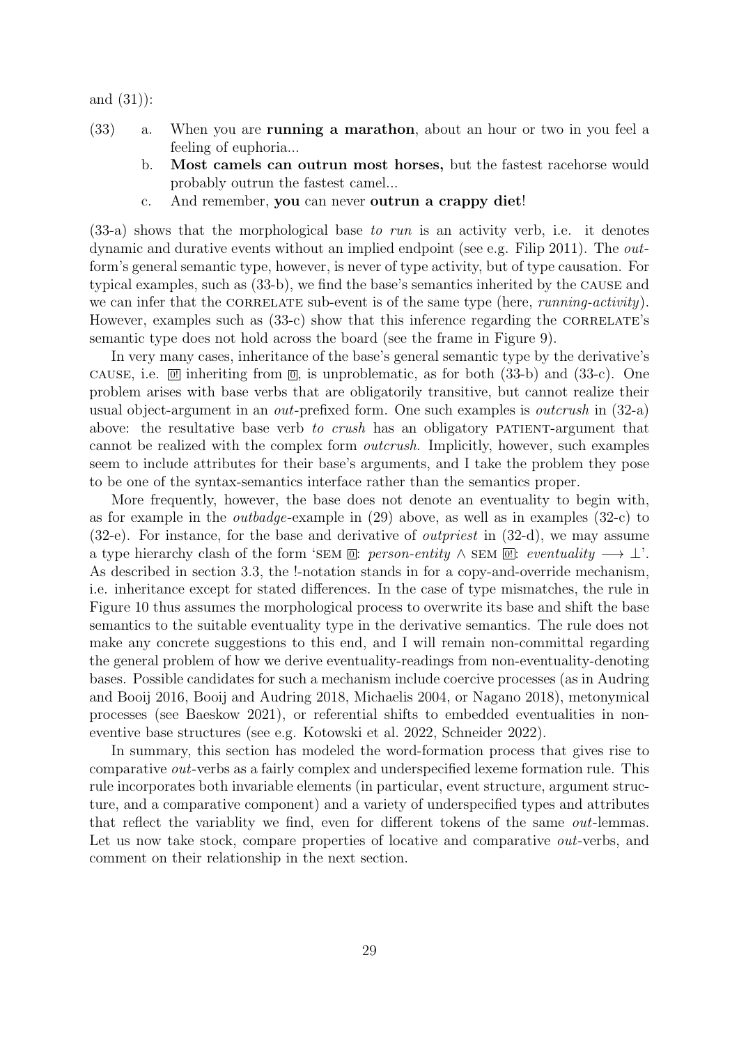and (31)):

(33) a. When you are **running a marathon**, about an hour or two in you feel a feeling of euphoria...

b. **Most camels can outrun most horses,** but the fastest racehorse would probably outrun the fastest camel...

c. And remember, **you** can never **outrun a crappy diet**!

(33-a) shows that the morphological base *to run* is an activity verb, i.e. it denotes dynamic and durative events without an implied endpoint (see e.g. Filip 2011). The *out*-form's general semantic type, however, is never of type activity, but of type causation. For typical examples, such as (33-b), we find the base's semantics inherited by the CAUSE and we can infer that the CORRELATE sub-event is of the same type (here, *running-activity*). However, examples such as (33-c) show that this inference regarding the CORRELATE's semantic type does not hold across the board (see the frame in Figure 9).

In very many cases, inheritance of the base's general semantic type by the derivative's CAUSE, i.e. 0! inheriting from 0, is unproblematic, as for both (33-b) and (33-c). One problem arises with base verbs that are obligatorily transitive, but cannot realize their usual object-argument in an *out*-prefixed form. One such examples is *outcrush* in (32-a) above: the resultative base verb *to crush* has an obligatory PATIENT-argument that cannot be realized with the complex form *outcrush*. Implicitly, however, such examples seem to include attributes for their base's arguments, and I take the problem they pose to be one of the syntax-semantics interface rather than the semantics proper.

More frequently, however, the base does not denote an eventuality to begin with, as for example in the *outbadge*-example in (29) above, as well as in examples (32-c) to (32-e). For instance, for the base and derivative of *outpriest* in (32-d), we may assume a type hierarchy clash of the form 'SEM 0: *person-entity* $\wedge$ SEM 0!: *eventuality* $\longrightarrow \perp$'. As described in section 3.3, the !-notation stands in for a copy-and-override mechanism, i.e. inheritance except for stated differences. In the case of type mismatches, the rule in Figure 10 thus assumes the morphological process to overwrite its base and shift the base semantics to the suitable eventuality type in the derivative semantics. The rule does not make any concrete suggestions to this end, and I will remain non-committal regarding the general problem of how we derive eventuality-readings from non-eventuality-denoting bases. Possible candidates for such a mechanism include coercive processes (as in Audring and Booij 2016, Booij and Audring 2018, Michaelis 2004, or Nagano 2018), metonymical processes (see Baeskow 2021), or referential shifts to embedded eventualities in non-eventive base structures (see e.g. Kotowski et al. 2022, Schneider 2022).

In summary, this section has modeled the word-formation process that gives rise to comparative *out*-verbs as a fairly complex and underspecified lexeme formation rule. This rule incorporates both invariable elements (in particular, event structure, argument structure, and a comparative component) and a variety of underspecified types and attributes that reflect the variablity we find, even for different tokens of the same *out*-lemmas. Let us now take stock, compare properties of locative and comparative *out*-verbs, and comment on their relationship in the next section.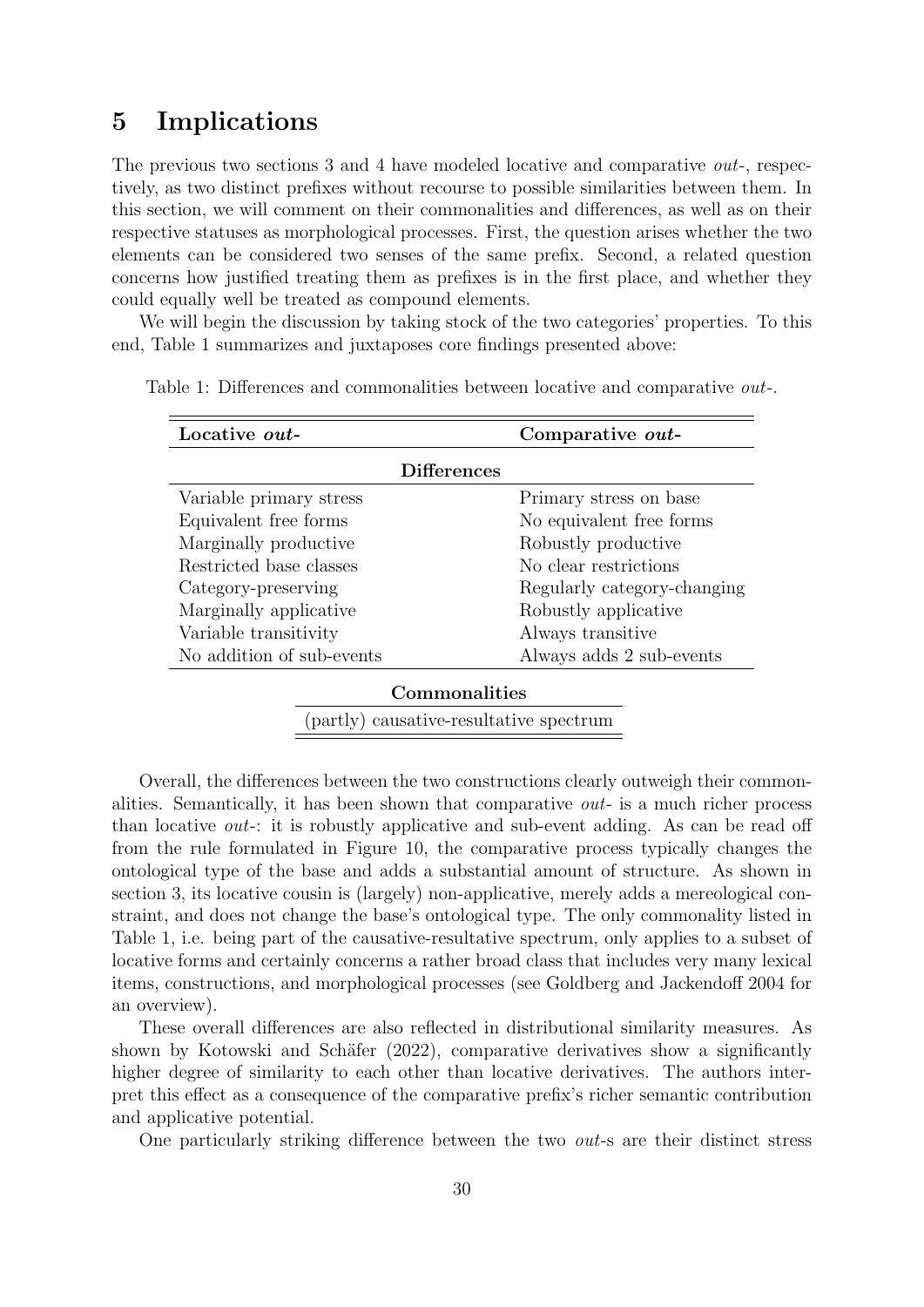# 5 Implications

The previous two sections 3 and 4 have modeled locative and comparative *out*-, respectively, as two distinct prefixes without recourse to possible similarities between them. In this section, we will comment on their commonalities and differences, as well as on their respective statuses as morphological processes. First, the question arises whether the two elements can be considered two senses of the same prefix. Second, a related question concerns how justified treating them as prefixes is in the first place, and whether they could equally well be treated as compound elements.

We will begin the discussion by taking stock of the two categories' properties. To this end, Table 1 summarizes and juxtaposes core findings presented above:

Table 1: Differences and commonalities between locative and comparative *out*-.

| **Locative *out*-** | **Comparative *out*-** |
|---|---|
| **Differences** | |
| Variable primary stress | Primary stress on base |
| Equivalent free forms | No equivalent free forms |
| Marginally productive | Robustly productive |
| Restricted base classes | No clear restrictions |
| Category-preserving | Regularly category-changing |
| Marginally applicative | Robustly applicative |
| Variable transitivity | Always transitive |
| No addition of sub-events | Always adds 2 sub-events |
| **Commonalities** | |
| (partly) causative-resultative spectrum | |

Overall, the differences between the two constructions clearly outweigh their commonalities. Semantically, it has been shown that comparative *out*- is a much richer process than locative *out*-: it is robustly applicative and sub-event adding. As can be read off from the rule formulated in Figure 10, the comparative process typically changes the ontological type of the base and adds a substantial amount of structure. As shown in section 3, its locative cousin is (largely) non-applicative, merely adds a mereological constraint, and does not change the base's ontological type. The only commonality listed in Table 1, i.e. being part of the causative-resultative spectrum, only applies to a subset of locative forms and certainly concerns a rather broad class that includes very many lexical items, constructions, and morphological processes (see Goldberg and Jackendoff 2004 for an overview).

These overall differences are also reflected in distributional similarity measures. As shown by Kotowski and Schäfer (2022), comparative derivatives show a significantly higher degree of similarity to each other than locative derivatives. The authors interpret this effect as a consequence of the comparative prefix's richer semantic contribution and applicative potential.

One particularly striking difference between the two *out*-s are their distinct stress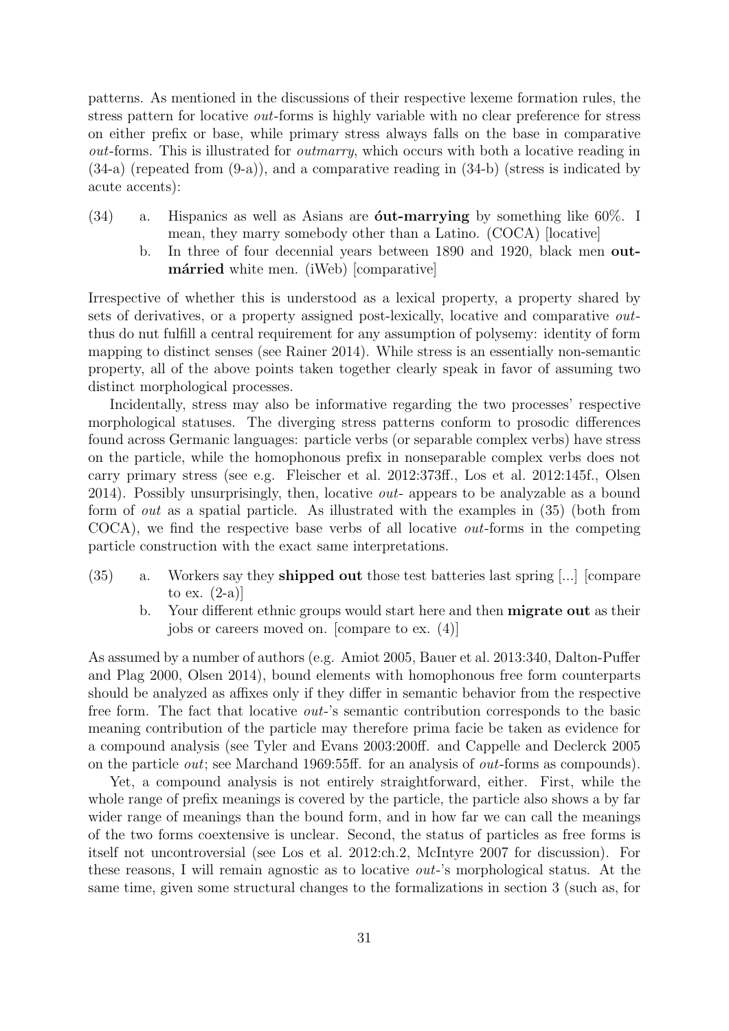patterns. As mentioned in the discussions of their respective lexeme formation rules, the stress pattern for locative *out*-forms is highly variable with no clear preference for stress on either prefix or base, while primary stress always falls on the base in comparative *out*-forms. This is illustrated for *outmarry*, which occurs with both a locative reading in (34-a) (repeated from (9-a)), and a comparative reading in (34-b) (stress is indicated by acute accents):

(34) a. Hispanics as well as Asians are **óut-marrying** by something like 60%. I mean, they marry somebody other than a Latino. (COCA) [locative]

b. In three of four decennial years between 1890 and 1920, black men **out-márried** white men. (iWeb) [comparative]

Irrespective of whether this is understood as a lexical property, a property shared by sets of derivatives, or a property assigned post-lexically, locative and comparative *out*- thus do nut fulfill a central requirement for any assumption of polysemy: identity of form mapping to distinct senses (see Rainer 2014). While stress is an essentially non-semantic property, all of the above points taken together clearly speak in favor of assuming two distinct morphological processes.

Incidentally, stress may also be informative regarding the two processes' respective morphological statuses. The diverging stress patterns conform to prosodic differences found across Germanic languages: particle verbs (or separable complex verbs) have stress on the particle, while the homophonous prefix in nonseparable complex verbs does not carry primary stress (see e.g. Fleischer et al. 2012:373ff., Los et al. 2012:145f., Olsen 2014). Possibly unsurprisingly, then, locative *out*- appears to be analyzable as a bound form of *out* as a spatial particle. As illustrated with the examples in (35) (both from COCA), we find the respective base verbs of all locative *out*-forms in the competing particle construction with the exact same interpretations.

(35) a. Workers say they **shipped out** those test batteries last spring [...] [compare to ex. (2-a)]

b. Your different ethnic groups would start here and then **migrate out** as their jobs or careers moved on. [compare to ex. (4)]

As assumed by a number of authors (e.g. Amiot 2005, Bauer et al. 2013:340, Dalton-Puffer and Plag 2000, Olsen 2014), bound elements with homophonous free form counterparts should be analyzed as affixes only if they differ in semantic behavior from the respective free form. The fact that locative *out*-'s semantic contribution corresponds to the basic meaning contribution of the particle may therefore prima facie be taken as evidence for a compound analysis (see Tyler and Evans 2003:200ff. and Cappelle and Declerck 2005 on the particle *out*; see Marchand 1969:55ff. for an analysis of *out*-forms as compounds).

Yet, a compound analysis is not entirely straightforward, either. First, while the whole range of prefix meanings is covered by the particle, the particle also shows a by far wider range of meanings than the bound form, and in how far we can call the meanings of the two forms coextensive is unclear. Second, the status of particles as free forms is itself not uncontroversial (see Los et al. 2012:ch.2, McIntyre 2007 for discussion). For these reasons, I will remain agnostic as to locative *out*-'s morphological status. At the same time, given some structural changes to the formalizations in section 3 (such as, for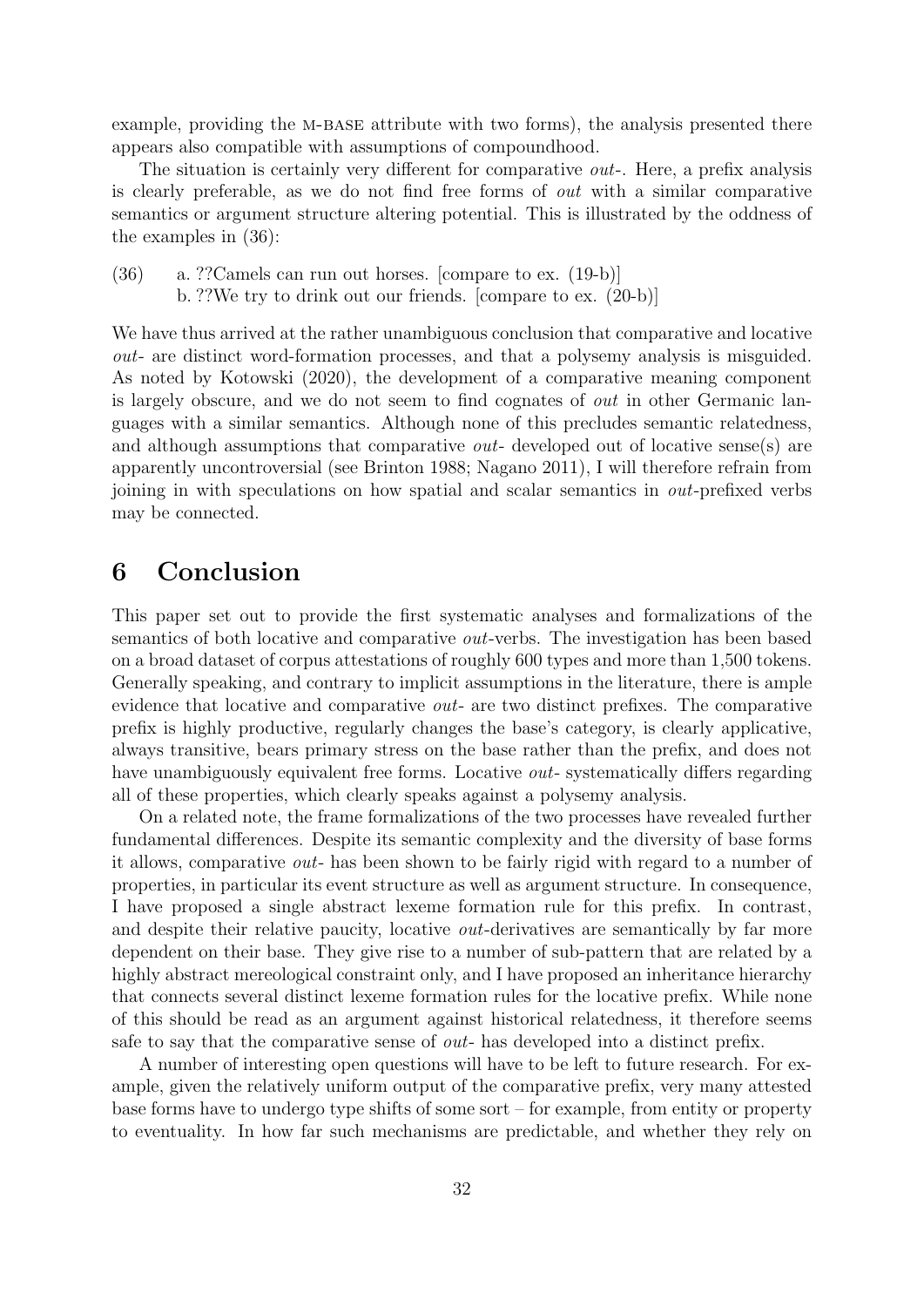example, providing the M-BASE attribute with two forms), the analysis presented there appears also compatible with assumptions of compoundhood.

The situation is certainly very different for comparative *out*-. Here, a prefix analysis is clearly preferable, as we do not find free forms of *out* with a similar comparative semantics or argument structure altering potential. This is illustrated by the oddness of the examples in (36):

(36) a. ??Camels can run out horses. [compare to ex. (19-b)]
b. ??We try to drink out our friends. [compare to ex. (20-b)]

We have thus arrived at the rather unambiguous conclusion that comparative and locative *out*- are distinct word-formation processes, and that a polysemy analysis is misguided. As noted by Kotowski (2020), the development of a comparative meaning component is largely obscure, and we do not seem to find cognates of *out* in other Germanic languages with a similar semantics. Although none of this precludes semantic relatedness, and although assumptions that comparative *out*- developed out of locative sense(s) are apparently uncontroversial (see Brinton 1988; Nagano 2011), I will therefore refrain from joining in with speculations on how spatial and scalar semantics in *out*-prefixed verbs may be connected.

# 6 Conclusion

This paper set out to provide the first systematic analyses and formalizations of the semantics of both locative and comparative *out*-verbs. The investigation has been based on a broad dataset of corpus attestations of roughly 600 types and more than 1,500 tokens. Generally speaking, and contrary to implicit assumptions in the literature, there is ample evidence that locative and comparative *out*- are two distinct prefixes. The comparative prefix is highly productive, regularly changes the base's category, is clearly applicative, always transitive, bears primary stress on the base rather than the prefix, and does not have unambiguously equivalent free forms. Locative *out*- systematically differs regarding all of these properties, which clearly speaks against a polysemy analysis.

On a related note, the frame formalizations of the two processes have revealed further fundamental differences. Despite its semantic complexity and the diversity of base forms it allows, comparative *out*- has been shown to be fairly rigid with regard to a number of properties, in particular its event structure as well as argument structure. In consequence, I have proposed a single abstract lexeme formation rule for this prefix. In contrast, and despite their relative paucity, locative *out*-derivatives are semantically by far more dependent on their base. They give rise to a number of sub-pattern that are related by a highly abstract mereological constraint only, and I have proposed an inheritance hierarchy that connects several distinct lexeme formation rules for the locative prefix. While none of this should be read as an argument against historical relatedness, it therefore seems safe to say that the comparative sense of *out*- has developed into a distinct prefix.

A number of interesting open questions will have to be left to future research. For example, given the relatively uniform output of the comparative prefix, very many attested base forms have to undergo type shifts of some sort – for example, from entity or property to eventuality. In how far such mechanisms are predictable, and whether they rely on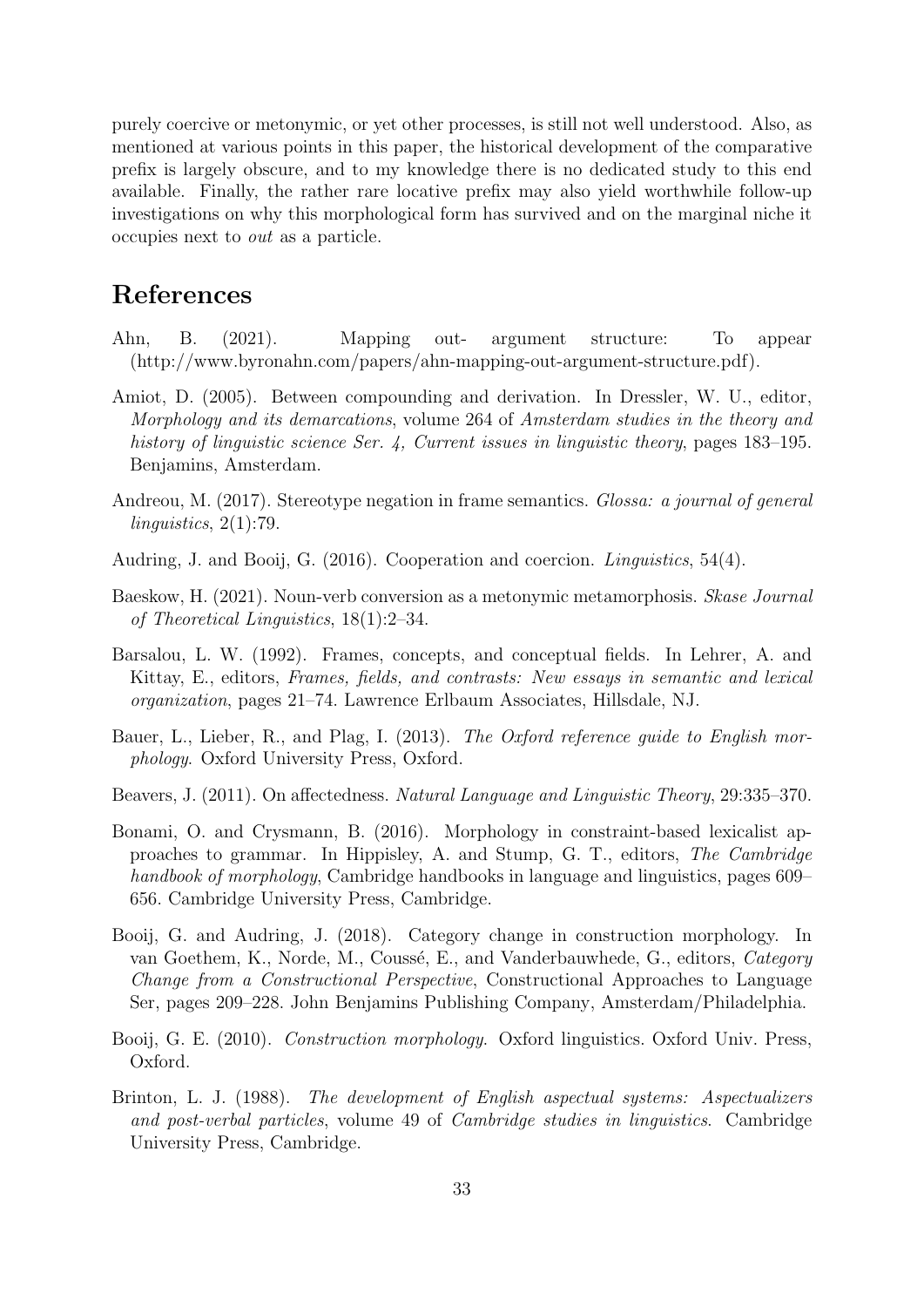purely coercive or metonymic, or yet other processes, is still not well understood. Also, as mentioned at various points in this paper, the historical development of the comparative prefix is largely obscure, and to my knowledge there is no dedicated study to this end available. Finally, the rather rare locative prefix may also yield worthwhile follow-up investigations on why this morphological form has survived and on the marginal niche it occupies next to *out* as a particle.

# References

Ahn, B. (2021). Mapping out- argument structure: To appear (http://www.byronahn.com/papers/ahn-mapping-out-argument-structure.pdf).

Amiot, D. (2005). Between compounding and derivation. In Dressler, W. U., editor, *Morphology and its demarcations*, volume 264 of *Amsterdam studies in the theory and history of linguistic science Ser. 4, Current issues in linguistic theory*, pages 183–195. Benjamins, Amsterdam.

Andreou, M. (2017). Stereotype negation in frame semantics. *Glossa: a journal of general linguistics*, 2(1):79.

Audring, J. and Booij, G. (2016). Cooperation and coercion. *Linguistics*, 54(4).

Baeskow, H. (2021). Noun-verb conversion as a metonymic metamorphosis. *Skase Journal of Theoretical Linguistics*, 18(1):2–34.

Barsalou, L. W. (1992). Frames, concepts, and conceptual fields. In Lehrer, A. and Kittay, E., editors, *Frames, fields, and contrasts: New essays in semantic and lexical organization*, pages 21–74. Lawrence Erlbaum Associates, Hillsdale, NJ.

Bauer, L., Lieber, R., and Plag, I. (2013). *The Oxford reference guide to English morphology*. Oxford University Press, Oxford.

Beavers, J. (2011). On affectedness. *Natural Language and Linguistic Theory*, 29:335–370.

Bonami, O. and Crysmann, B. (2016). Morphology in constraint-based lexicalist approaches to grammar. In Hippisley, A. and Stump, G. T., editors, *The Cambridge handbook of morphology*, Cambridge handbooks in language and linguistics, pages 609–656. Cambridge University Press, Cambridge.

Booij, G. and Audring, J. (2018). Category change in construction morphology. In van Goethem, K., Norde, M., Coussé, E., and Vanderbauwhede, G., editors, *Category Change from a Constructional Perspective*, Constructional Approaches to Language Ser, pages 209–228. John Benjamins Publishing Company, Amsterdam/Philadelphia.

Booij, G. E. (2010). *Construction morphology*. Oxford linguistics. Oxford Univ. Press, Oxford.

Brinton, L. J. (1988). *The development of English aspectual systems: Aspectualizers and post-verbal particles*, volume 49 of *Cambridge studies in linguistics*. Cambridge University Press, Cambridge.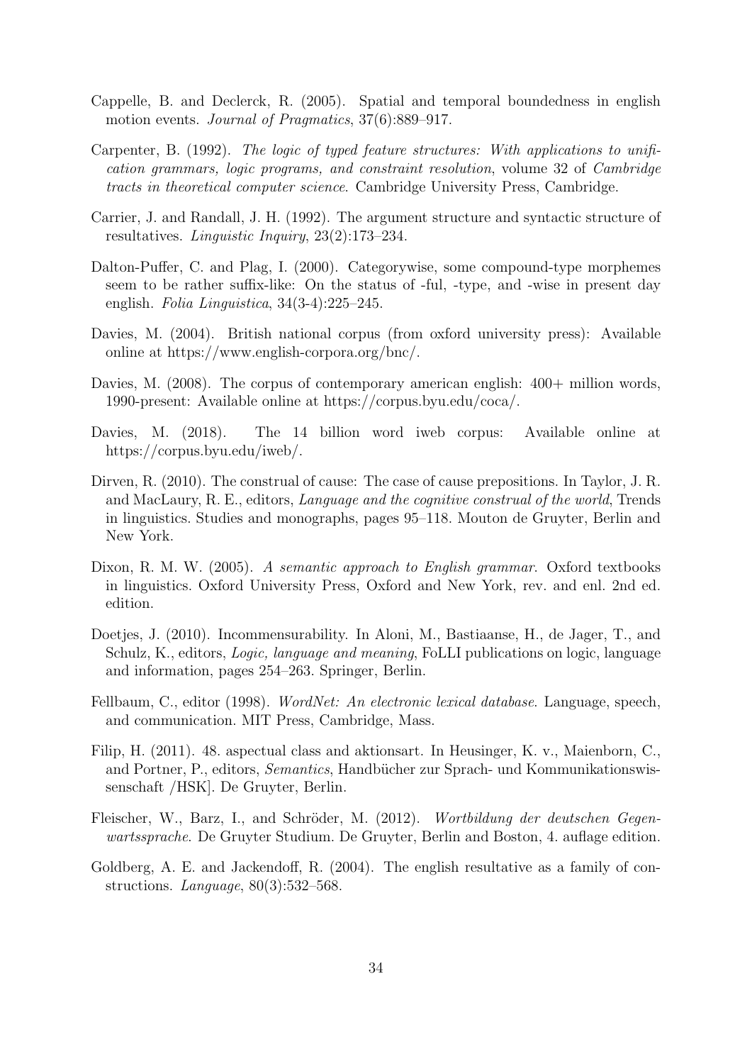Cappelle, B. and Declerck, R. (2005). Spatial and temporal boundedness in english motion events. *Journal of Pragmatics*, 37(6):889–917.

Carpenter, B. (1992). *The logic of typed feature structures: With applications to unification grammars, logic programs, and constraint resolution*, volume 32 of *Cambridge tracts in theoretical computer science*. Cambridge University Press, Cambridge.

Carrier, J. and Randall, J. H. (1992). The argument structure and syntactic structure of resultatives. *Linguistic Inquiry*, 23(2):173–234.

Dalton-Puffer, C. and Plag, I. (2000). Categorywise, some compound-type morphemes seem to be rather suffix-like: On the status of -ful, -type, and -wise in present day english. *Folia Linguistica*, 34(3-4):225–245.

Davies, M. (2004). British national corpus (from oxford university press): Available online at https://www.english-corpora.org/bnc/.

Davies, M. (2008). The corpus of contemporary american english: 400+ million words, 1990-present: Available online at https://corpus.byu.edu/coca/.

Davies, M. (2018). The 14 billion word iweb corpus: Available online at https://corpus.byu.edu/iweb/.

Dirven, R. (2010). The construal of cause: The case of cause prepositions. In Taylor, J. R. and MacLaury, R. E., editors, *Language and the cognitive construal of the world*, Trends in linguistics. Studies and monographs, pages 95–118. Mouton de Gruyter, Berlin and New York.

Dixon, R. M. W. (2005). *A semantic approach to English grammar*. Oxford textbooks in linguistics. Oxford University Press, Oxford and New York, rev. and enl. 2nd ed. edition.

Doetjes, J. (2010). Incommensurability. In Aloni, M., Bastiaanse, H., de Jager, T., and Schulz, K., editors, *Logic, language and meaning*, FoLLI publications on logic, language and information, pages 254–263. Springer, Berlin.

Fellbaum, C., editor (1998). *WordNet: An electronic lexical database*. Language, speech, and communication. MIT Press, Cambridge, Mass.

Filip, H. (2011). 48. aspectual class and aktionsart. In Heusinger, K. v., Maienborn, C., and Portner, P., editors, *Semantics*, Handbücher zur Sprach- und Kommunikationswissenschaft /HSK]. De Gruyter, Berlin.

Fleischer, W., Barz, I., and Schröder, M. (2012). *Wortbildung der deutschen Gegenwartssprache*. De Gruyter Studium. De Gruyter, Berlin and Boston, 4. auflage edition.

Goldberg, A. E. and Jackendoff, R. (2004). The english resultative as a family of constructions. *Language*, 80(3):532–568.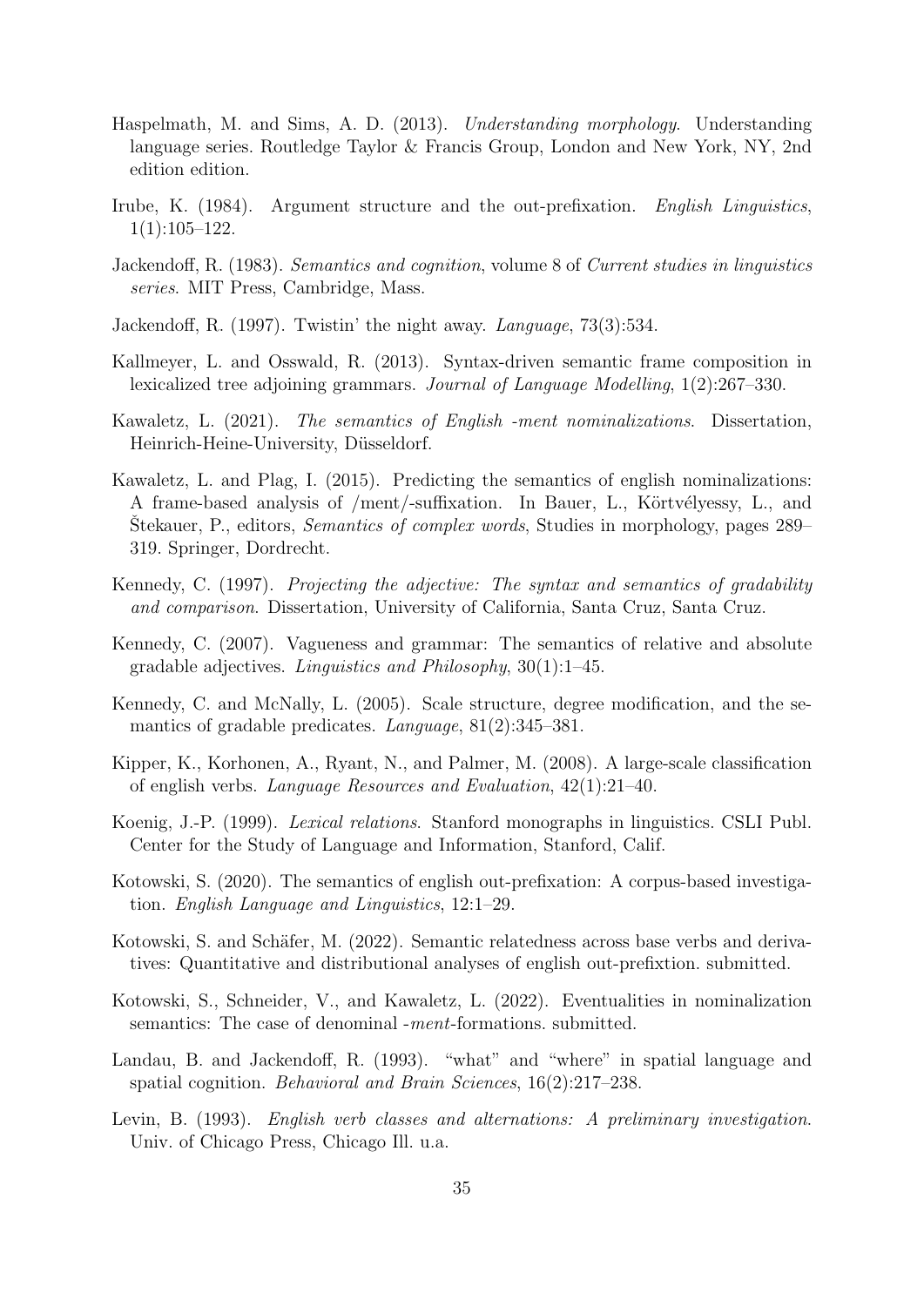Haspelmath, M. and Sims, A. D. (2013). *Understanding morphology*. Understanding language series. Routledge Taylor & Francis Group, London and New York, NY, 2nd edition edition.

Irube, K. (1984). Argument structure and the out-prefixation. *English Linguistics*, 1(1):105–122.

Jackendoff, R. (1983). *Semantics and cognition*, volume 8 of *Current studies in linguistics series*. MIT Press, Cambridge, Mass.

Jackendoff, R. (1997). Twistin' the night away. *Language*, 73(3):534.

Kallmeyer, L. and Osswald, R. (2013). Syntax-driven semantic frame composition in lexicalized tree adjoining grammars. *Journal of Language Modelling*, 1(2):267–330.

Kawaletz, L. (2021). *The semantics of English -ment nominalizations*. Dissertation, Heinrich-Heine-University, Düsseldorf.

Kawaletz, L. and Plag, I. (2015). Predicting the semantics of english nominalizations: A frame-based analysis of /ment/-suffixation. In Bauer, L., Körtvélyessy, L., and Štekauer, P., editors, *Semantics of complex words*, Studies in morphology, pages 289–319. Springer, Dordrecht.

Kennedy, C. (1997). *Projecting the adjective: The syntax and semantics of gradability and comparison*. Dissertation, University of California, Santa Cruz, Santa Cruz.

Kennedy, C. (2007). Vagueness and grammar: The semantics of relative and absolute gradable adjectives. *Linguistics and Philosophy*, 30(1):1–45.

Kennedy, C. and McNally, L. (2005). Scale structure, degree modification, and the semantics of gradable predicates. *Language*, 81(2):345–381.

Kipper, K., Korhonen, A., Ryant, N., and Palmer, M. (2008). A large-scale classification of english verbs. *Language Resources and Evaluation*, 42(1):21–40.

Koenig, J.-P. (1999). *Lexical relations*. Stanford monographs in linguistics. CSLI Publ. Center for the Study of Language and Information, Stanford, Calif.

Kotowski, S. (2020). The semantics of english out-prefixation: A corpus-based investigation. *English Language and Linguistics*, 12:1–29.

Kotowski, S. and Schäfer, M. (2022). Semantic relatedness across base verbs and derivatives: Quantitative and distributional analyses of english out-prefixtion. submitted.

Kotowski, S., Schneider, V., and Kawaletz, L. (2022). Eventualities in nominalization semantics: The case of denominal -*ment*-formations. submitted.

Landau, B. and Jackendoff, R. (1993). "what" and "where" in spatial language and spatial cognition. *Behavioral and Brain Sciences*, 16(2):217–238.

Levin, B. (1993). *English verb classes and alternations: A preliminary investigation*. Univ. of Chicago Press, Chicago Ill. u.a.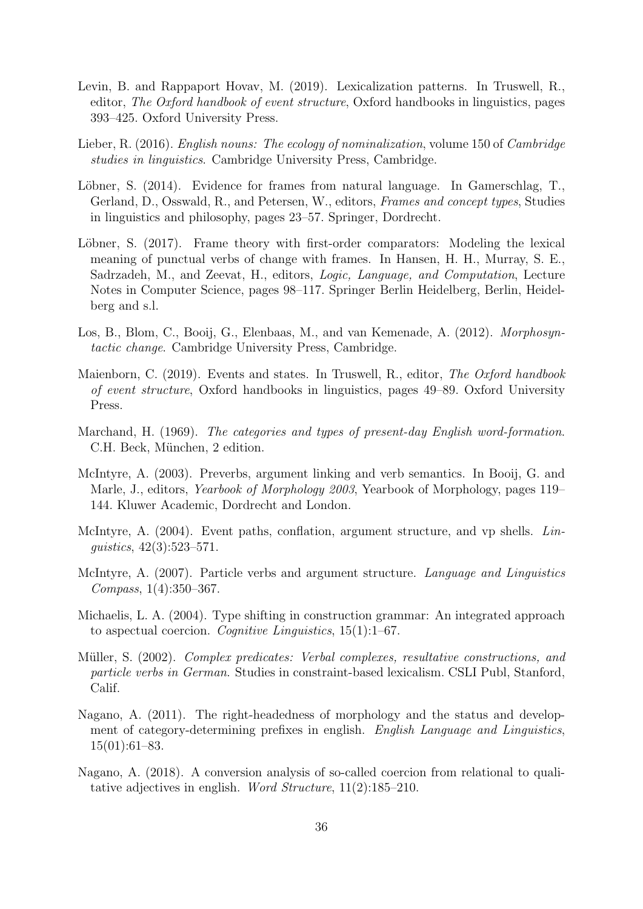Levin, B. and Rappaport Hovav, M. (2019). Lexicalization patterns. In Truswell, R., editor, *The Oxford handbook of event structure*, Oxford handbooks in linguistics, pages 393–425. Oxford University Press.

Lieber, R. (2016). *English nouns: The ecology of nominalization*, volume 150 of *Cambridge studies in linguistics*. Cambridge University Press, Cambridge.

Löbner, S. (2014). Evidence for frames from natural language. In Gamerschlag, T., Gerland, D., Osswald, R., and Petersen, W., editors, *Frames and concept types*, Studies in linguistics and philosophy, pages 23–57. Springer, Dordrecht.

Löbner, S. (2017). Frame theory with first-order comparators: Modeling the lexical meaning of punctual verbs of change with frames. In Hansen, H. H., Murray, S. E., Sadrzadeh, M., and Zeevat, H., editors, *Logic, Language, and Computation*, Lecture Notes in Computer Science, pages 98–117. Springer Berlin Heidelberg, Berlin, Heidelberg and s.l.

Los, B., Blom, C., Booij, G., Elenbaas, M., and van Kemenade, A. (2012). *Morphosyntactic change*. Cambridge University Press, Cambridge.

Maienborn, C. (2019). Events and states. In Truswell, R., editor, *The Oxford handbook of event structure*, Oxford handbooks in linguistics, pages 49–89. Oxford University Press.

Marchand, H. (1969). *The categories and types of present-day English word-formation*. C.H. Beck, München, 2 edition.

McIntyre, A. (2003). Preverbs, argument linking and verb semantics. In Booij, G. and Marle, J., editors, *Yearbook of Morphology 2003*, Yearbook of Morphology, pages 119–144. Kluwer Academic, Dordrecht and London.

McIntyre, A. (2004). Event paths, conflation, argument structure, and vp shells. *Linguistics*, 42(3):523–571.

McIntyre, A. (2007). Particle verbs and argument structure. *Language and Linguistics Compass*, 1(4):350–367.

Michaelis, L. A. (2004). Type shifting in construction grammar: An integrated approach to aspectual coercion. *Cognitive Linguistics*, 15(1):1–67.

Müller, S. (2002). *Complex predicates: Verbal complexes, resultative constructions, and particle verbs in German*. Studies in constraint-based lexicalism. CSLI Publ, Stanford, Calif.

Nagano, A. (2011). The right-headedness of morphology and the status and development of category-determining prefixes in english. *English Language and Linguistics*, 15(01):61–83.

Nagano, A. (2018). A conversion analysis of so-called coercion from relational to qualitative adjectives in english. *Word Structure*, 11(2):185–210.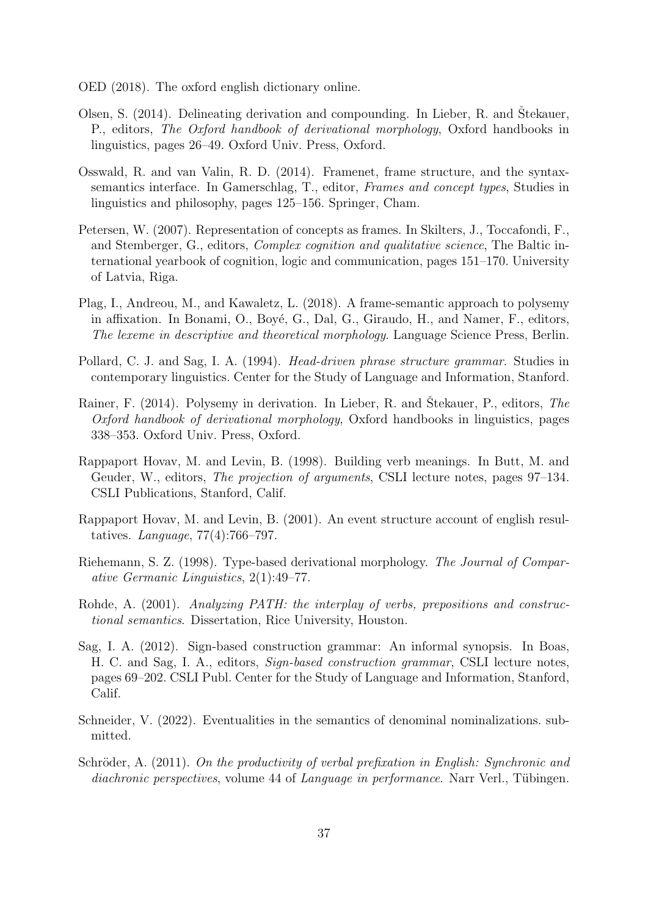OED (2018). The oxford english dictionary online.

Olsen, S. (2014). Delineating derivation and compounding. In Lieber, R. and Štekauer, P., editors, *The Oxford handbook of derivational morphology*, Oxford handbooks in linguistics, pages 26–49. Oxford Univ. Press, Oxford.

Osswald, R. and van Valin, R. D. (2014). Framenet, frame structure, and the syntax-semantics interface. In Gamerschlag, T., editor, *Frames and concept types*, Studies in linguistics and philosophy, pages 125–156. Springer, Cham.

Petersen, W. (2007). Representation of concepts as frames. In Skilters, J., Toccafondi, F., and Stemberger, G., editors, *Complex cognition and qualitative science*, The Baltic international yearbook of cognition, logic and communication, pages 151–170. University of Latvia, Riga.

Plag, I., Andreou, M., and Kawaletz, L. (2018). A frame-semantic approach to polysemy in affixation. In Bonami, O., Boyé, G., Dal, G., Giraudo, H., and Namer, F., editors, *The lexeme in descriptive and theoretical morphology*. Language Science Press, Berlin.

Pollard, C. J. and Sag, I. A. (1994). *Head-driven phrase structure grammar*. Studies in contemporary linguistics. Center for the Study of Language and Information, Stanford.

Rainer, F. (2014). Polysemy in derivation. In Lieber, R. and Štekauer, P., editors, *The Oxford handbook of derivational morphology*, Oxford handbooks in linguistics, pages 338–353. Oxford Univ. Press, Oxford.

Rappaport Hovav, M. and Levin, B. (1998). Building verb meanings. In Butt, M. and Geuder, W., editors, *The projection of arguments*, CSLI lecture notes, pages 97–134. CSLI Publications, Stanford, Calif.

Rappaport Hovav, M. and Levin, B. (2001). An event structure account of english resultatives. *Language*, 77(4):766–797.

Riehemann, S. Z. (1998). Type-based derivational morphology. *The Journal of Comparative Germanic Linguistics*, 2(1):49–77.

Rohde, A. (2001). *Analyzing PATH: the interplay of verbs, prepositions and constructional semantics*. Dissertation, Rice University, Houston.

Sag, I. A. (2012). Sign-based construction grammar: An informal synopsis. In Boas, H. C. and Sag, I. A., editors, *Sign-based construction grammar*, CSLI lecture notes, pages 69–202. CSLI Publ. Center for the Study of Language and Information, Stanford, Calif.

Schneider, V. (2022). Eventualities in the semantics of denominal nominalizations. submitted.

Schröder, A. (2011). *On the productivity of verbal prefixation in English: Synchronic and diachronic perspectives*, volume 44 of *Language in performance*. Narr Verl., Tübingen.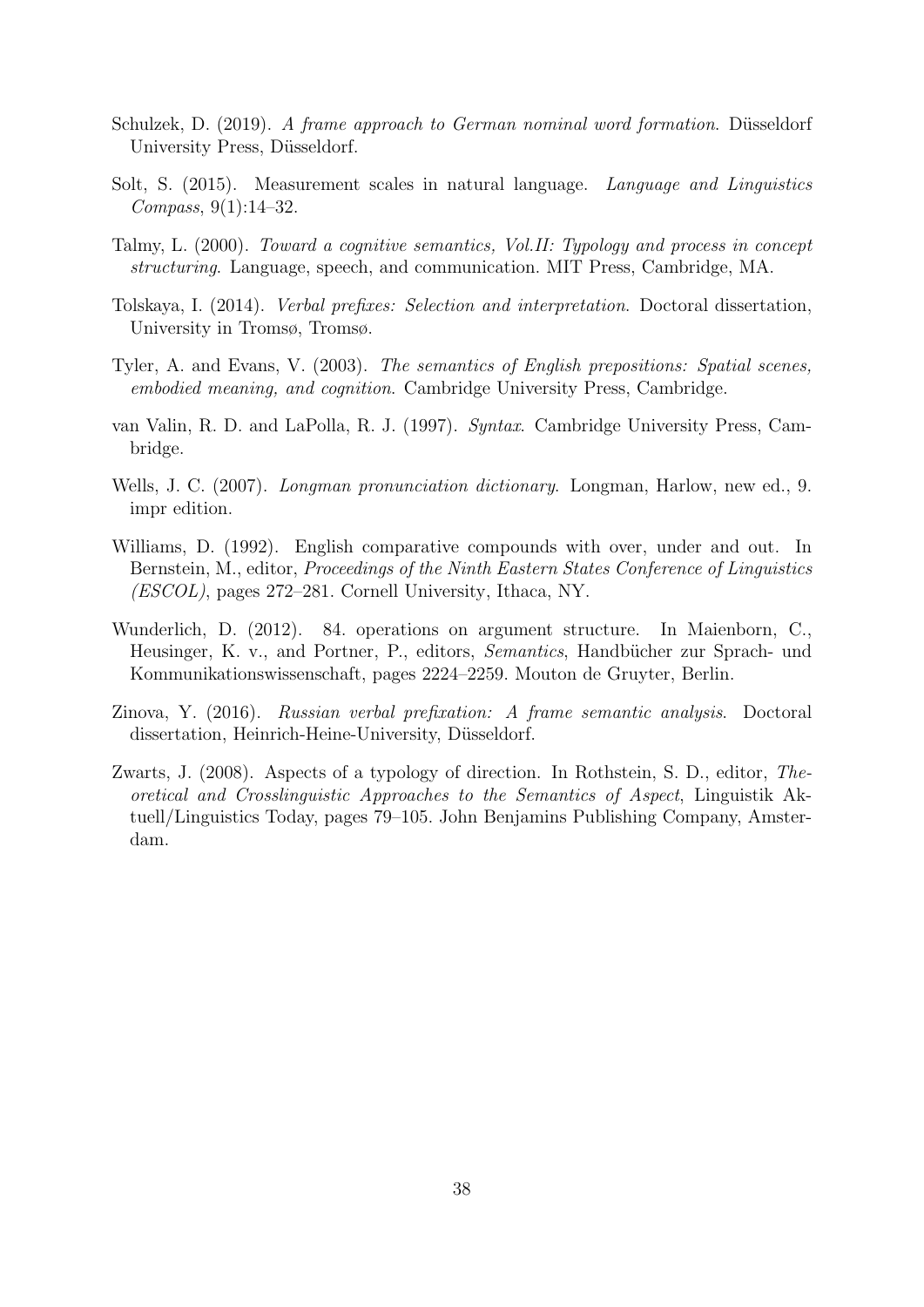Schulzek, D. (2019). *A frame approach to German nominal word formation*. Düsseldorf University Press, Düsseldorf.

Solt, S. (2015). Measurement scales in natural language. *Language and Linguistics Compass*, 9(1):14–32.

Talmy, L. (2000). *Toward a cognitive semantics, Vol.II: Typology and process in concept structuring*. Language, speech, and communication. MIT Press, Cambridge, MA.

Tolskaya, I. (2014). *Verbal prefixes: Selection and interpretation*. Doctoral dissertation, University in Tromsø, Tromsø.

Tyler, A. and Evans, V. (2003). *The semantics of English prepositions: Spatial scenes, embodied meaning, and cognition*. Cambridge University Press, Cambridge.

van Valin, R. D. and LaPolla, R. J. (1997). *Syntax*. Cambridge University Press, Cambridge.

Wells, J. C. (2007). *Longman pronunciation dictionary*. Longman, Harlow, new ed., 9. impr edition.

Williams, D. (1992). English comparative compounds with over, under and out. In Bernstein, M., editor, *Proceedings of the Ninth Eastern States Conference of Linguistics (ESCOL)*, pages 272–281. Cornell University, Ithaca, NY.

Wunderlich, D. (2012). 84. operations on argument structure. In Maienborn, C., Heusinger, K. v., and Portner, P., editors, *Semantics*, Handbücher zur Sprach- und Kommunikationswissenschaft, pages 2224–2259. Mouton de Gruyter, Berlin.

Zinova, Y. (2016). *Russian verbal prefixation: A frame semantic analysis*. Doctoral dissertation, Heinrich-Heine-University, Düsseldorf.

Zwarts, J. (2008). Aspects of a typology of direction. In Rothstein, S. D., editor, *Theoretical and Crosslinguistic Approaches to the Semantics of Aspect*, Linguistik Aktuell/Linguistics Today, pages 79–105. John Benjamins Publishing Company, Amsterdam.